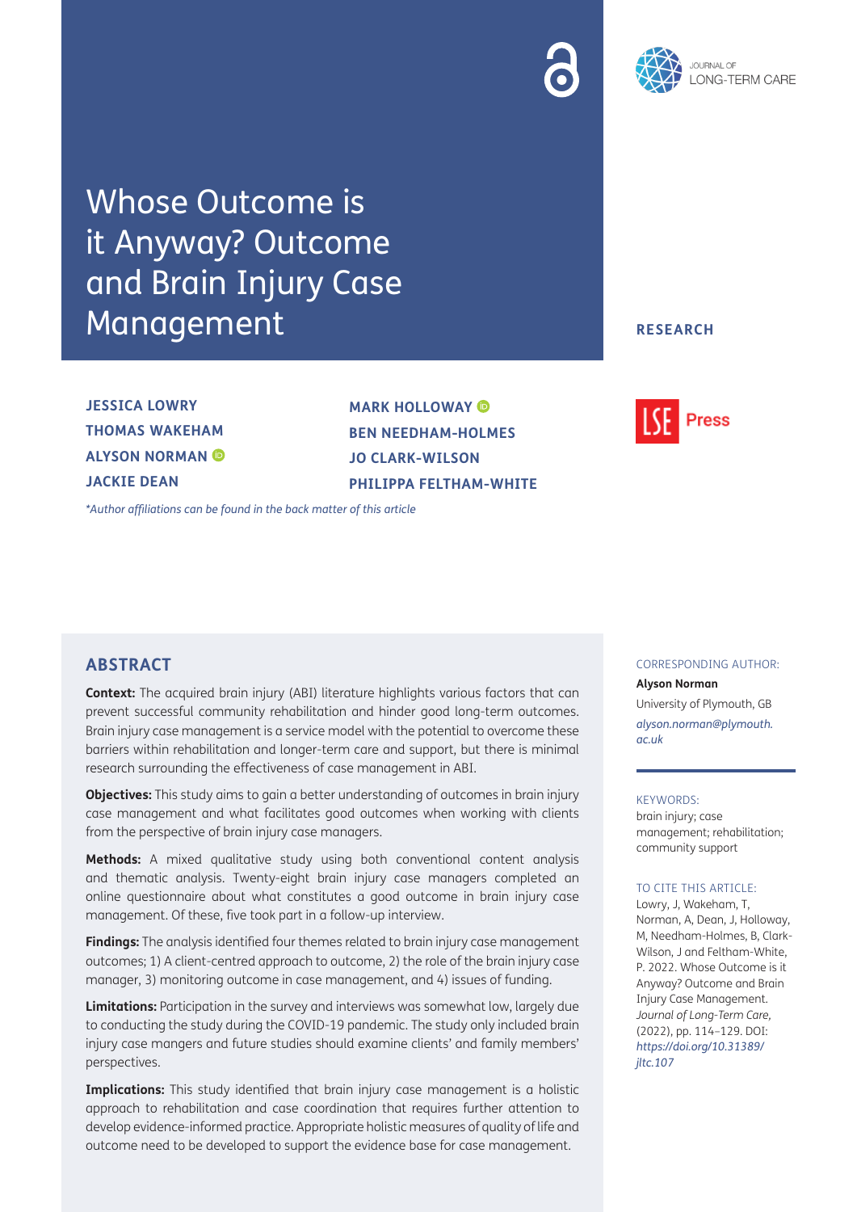JOURNAL OF LONG-TERM CARE

# Whose Outcome is it Anyway? Outcome and Brain Injury Case Management

**RESEARCH**

**JESSICA LOWRY**
**THOMAS WAKEHAM**
**ALYSON NORMAN**
**JACKIE DEAN**
**MARK HOLLOWAY**
**BEN NEEDHAM-HOLMES**
**JO CLARK-WILSON**
**PHILIPPA FELTHAM-WHITE**

*\*Author affiliations can be found in the back matter of this article*

LSE Press

## ABSTRACT

**Context:** The acquired brain injury (ABI) literature highlights various factors that can prevent successful community rehabilitation and hinder good long-term outcomes. Brain injury case management is a service model with the potential to overcome these barriers within rehabilitation and longer-term care and support, but there is minimal research surrounding the effectiveness of case management in ABI.

**Objectives:** This study aims to gain a better understanding of outcomes in brain injury case management and what facilitates good outcomes when working with clients from the perspective of brain injury case managers.

**Methods:** A mixed qualitative study using both conventional content analysis and thematic analysis. Twenty-eight brain injury case managers completed an online questionnaire about what constitutes a good outcome in brain injury case management. Of these, five took part in a follow-up interview.

**Findings:** The analysis identified four themes related to brain injury case management outcomes; 1) A client-centred approach to outcome, 2) the role of the brain injury case manager, 3) monitoring outcome in case management, and 4) issues of funding.

**Limitations:** Participation in the survey and interviews was somewhat low, largely due to conducting the study during the COVID-19 pandemic. The study only included brain injury case mangers and future studies should examine clients' and family members' perspectives.

**Implications:** This study identified that brain injury case management is a holistic approach to rehabilitation and case coordination that requires further attention to develop evidence-informed practice. Appropriate holistic measures of quality of life and outcome need to be developed to support the evidence base for case management.

CORRESPONDING AUTHOR:

**Alyson Norman**

University of Plymouth, GB

*alyson.norman@plymouth.ac.uk*

KEYWORDS:

brain injury; case management; rehabilitation; community support

TO CITE THIS ARTICLE:

Lowry, J, Wakeham, T, Norman, A, Dean, J, Holloway, M, Needham-Holmes, B, Clark-Wilson, J and Feltham-White, P. 2022. Whose Outcome is it Anyway? Outcome and Brain Injury Case Management. *Journal of Long-Term Care*, (2022), pp. 114–129. DOI: *https://doi.org/10.31389/jltc.107*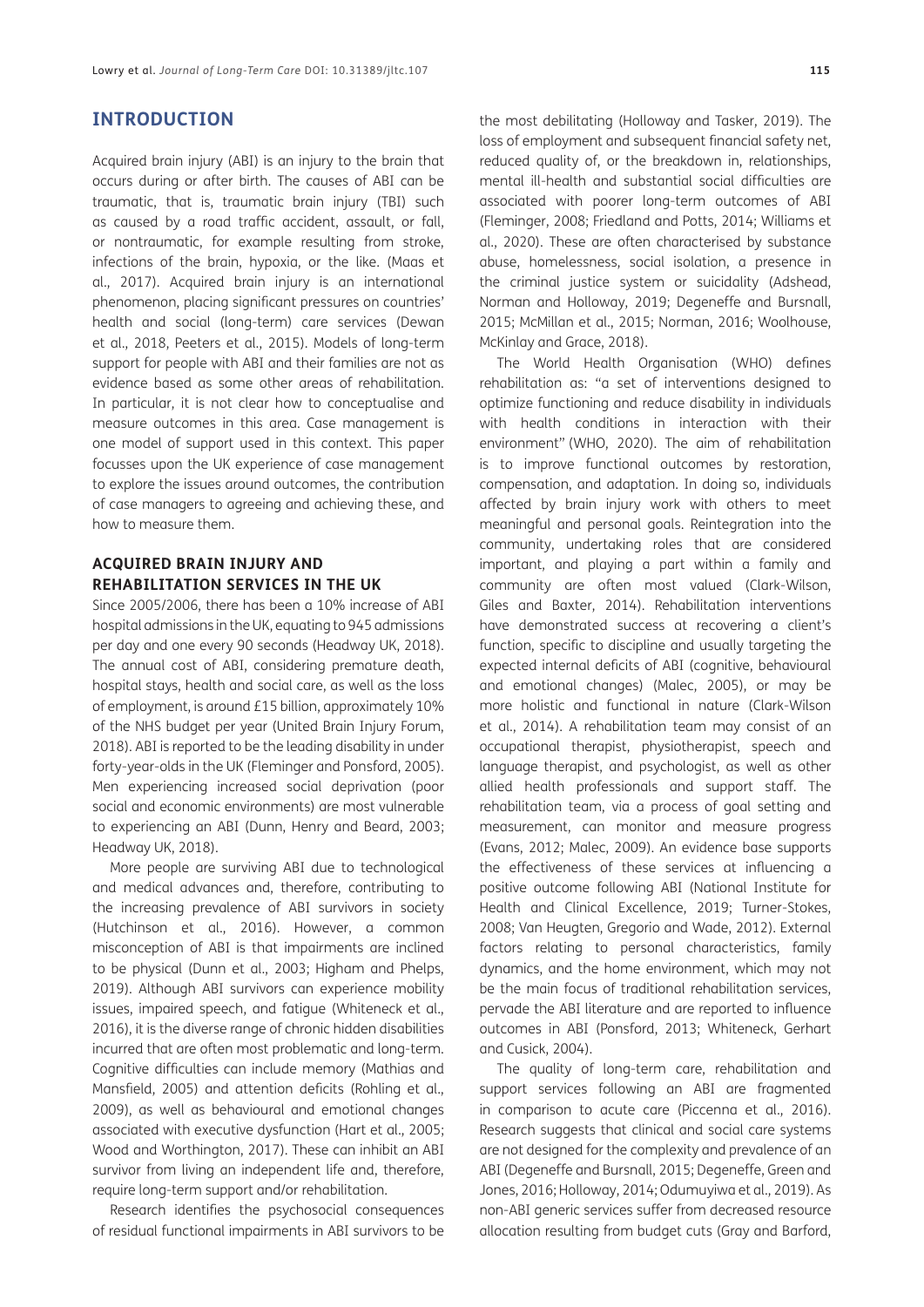## INTRODUCTION

Acquired brain injury (ABI) is an injury to the brain that occurs during or after birth. The causes of ABI can be traumatic, that is, traumatic brain injury (TBI) such as caused by a road traffic accident, assault, or fall, or nontraumatic, for example resulting from stroke, infections of the brain, hypoxia, or the like. (Maas et al., 2017). Acquired brain injury is an international phenomenon, placing significant pressures on countries' health and social (long-term) care services (Dewan et al., 2018, Peeters et al., 2015). Models of long-term support for people with ABI and their families are not as evidence based as some other areas of rehabilitation. In particular, it is not clear how to conceptualise and measure outcomes in this area. Case management is one model of support used in this context. This paper focusses upon the UK experience of case management to explore the issues around outcomes, the contribution of case managers to agreeing and achieving these, and how to measure them.

### ACQUIRED BRAIN INJURY AND REHABILITATION SERVICES IN THE UK

Since 2005/2006, there has been a 10% increase of ABI hospital admissions in the UK, equating to 945 admissions per day and one every 90 seconds (Headway UK, 2018). The annual cost of ABI, considering premature death, hospital stays, health and social care, as well as the loss of employment, is around £15 billion, approximately 10% of the NHS budget per year (United Brain Injury Forum, 2018). ABI is reported to be the leading disability in under forty-year-olds in the UK (Fleminger and Ponsford, 2005). Men experiencing increased social deprivation (poor social and economic environments) are most vulnerable to experiencing an ABI (Dunn, Henry and Beard, 2003; Headway UK, 2018).

More people are surviving ABI due to technological and medical advances and, therefore, contributing to the increasing prevalence of ABI survivors in society (Hutchinson et al., 2016). However, a common misconception of ABI is that impairments are inclined to be physical (Dunn et al., 2003; Higham and Phelps, 2019). Although ABI survivors can experience mobility issues, impaired speech, and fatigue (Whiteneck et al., 2016), it is the diverse range of chronic hidden disabilities incurred that are often most problematic and long-term. Cognitive difficulties can include memory (Mathias and Mansfield, 2005) and attention deficits (Rohling et al., 2009), as well as behavioural and emotional changes associated with executive dysfunction (Hart et al., 2005; Wood and Worthington, 2017). These can inhibit an ABI survivor from living an independent life and, therefore, require long-term support and/or rehabilitation.

Research identifies the psychosocial consequences of residual functional impairments in ABI survivors to be the most debilitating (Holloway and Tasker, 2019). The loss of employment and subsequent financial safety net, reduced quality of, or the breakdown in, relationships, mental ill-health and substantial social difficulties are associated with poorer long-term outcomes of ABI (Fleminger, 2008; Friedland and Potts, 2014; Williams et al., 2020). These are often characterised by substance abuse, homelessness, social isolation, a presence in the criminal justice system or suicidality (Adshead, Norman and Holloway, 2019; Degeneffe and Bursnall, 2015; McMillan et al., 2015; Norman, 2016; Woolhouse, McKinlay and Grace, 2018).

The World Health Organisation (WHO) defines rehabilitation as: "a set of interventions designed to optimize functioning and reduce disability in individuals with health conditions in interaction with their environment" (WHO, 2020). The aim of rehabilitation is to improve functional outcomes by restoration, compensation, and adaptation. In doing so, individuals affected by brain injury work with others to meet meaningful and personal goals. Reintegration into the community, undertaking roles that are considered important, and playing a part within a family and community are often most valued (Clark-Wilson, Giles and Baxter, 2014). Rehabilitation interventions have demonstrated success at recovering a client's function, specific to discipline and usually targeting the expected internal deficits of ABI (cognitive, behavioural and emotional changes) (Malec, 2005), or may be more holistic and functional in nature (Clark-Wilson et al., 2014). A rehabilitation team may consist of an occupational therapist, physiotherapist, speech and language therapist, and psychologist, as well as other allied health professionals and support staff. The rehabilitation team, via a process of goal setting and measurement, can monitor and measure progress (Evans, 2012; Malec, 2009). An evidence base supports the effectiveness of these services at influencing a positive outcome following ABI (National Institute for Health and Clinical Excellence, 2019; Turner-Stokes, 2008; Van Heugten, Gregorio and Wade, 2012). External factors relating to personal characteristics, family dynamics, and the home environment, which may not be the main focus of traditional rehabilitation services, pervade the ABI literature and are reported to influence outcomes in ABI (Ponsford, 2013; Whiteneck, Gerhart and Cusick, 2004).

The quality of long-term care, rehabilitation and support services following an ABI are fragmented in comparison to acute care (Piccenna et al., 2016). Research suggests that clinical and social care systems are not designed for the complexity and prevalence of an ABI (Degeneffe and Bursnall, 2015; Degeneffe, Green and Jones, 2016; Holloway, 2014; Odumuyiwa et al., 2019). As non-ABI generic services suffer from decreased resource allocation resulting from budget cuts (Gray and Barford,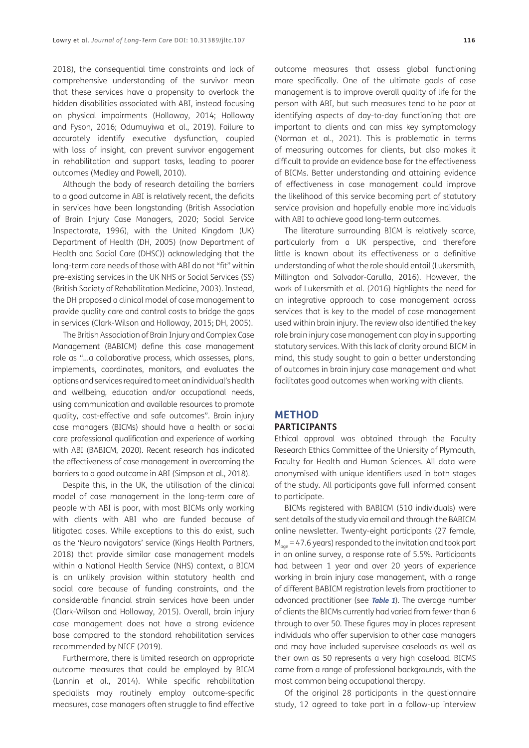2018), the consequential time constraints and lack of comprehensive understanding of the survivor mean that these services have a propensity to overlook the hidden disabilities associated with ABI, instead focusing on physical impairments (Holloway, 2014; Holloway and Fyson, 2016; Odumuyiwa et al., 2019). Failure to accurately identify executive dysfunction, coupled with loss of insight, can prevent survivor engagement in rehabilitation and support tasks, leading to poorer outcomes (Medley and Powell, 2010).

Although the body of research detailing the barriers to a good outcome in ABI is relatively recent, the deficits in services have been longstanding (British Association of Brain Injury Case Managers, 2020; Social Service Inspectorate, 1996), with the United Kingdom (UK) Department of Health (DH, 2005) (now Department of Health and Social Care (DHSC)) acknowledging that the long-term care needs of those with ABI do not "fit" within pre-existing services in the UK NHS or Social Services (SS) (British Society of Rehabilitation Medicine, 2003). Instead, the DH proposed a clinical model of case management to provide quality care and control costs to bridge the gaps in services (Clark-Wilson and Holloway, 2015; DH, 2005).

The British Association of Brain Injury and Complex Case Management (BABICM) define this case management role as "...a collaborative process, which assesses, plans, implements, coordinates, monitors, and evaluates the options and services required to meet an individual's health and wellbeing, education and/or occupational needs, using communication and available resources to promote quality, cost-effective and safe outcomes". Brain injury case managers (BICMs) should have a health or social care professional qualification and experience of working with ABI (BABICM, 2020). Recent research has indicated the effectiveness of case management in overcoming the barriers to a good outcome in ABI (Simpson et al., 2018).

Despite this, in the UK, the utilisation of the clinical model of case management in the long-term care of people with ABI is poor, with most BICMs only working with clients with ABI who are funded because of litigated cases. While exceptions to this do exist, such as the 'Neuro navigators' service (Kings Health Partners, 2018) that provide similar case management models within a National Health Service (NHS) context, a BICM is an unlikely provision within statutory health and social care because of funding constraints, and the considerable financial strain services have been under (Clark-Wilson and Holloway, 2015). Overall, brain injury case management does not have a strong evidence base compared to the standard rehabilitation services recommended by NICE (2019).

Furthermore, there is limited research on appropriate outcome measures that could be employed by BICM (Lannin et al., 2014). While specific rehabilitation specialists may routinely employ outcome-specific measures, case managers often struggle to find effective outcome measures that assess global functioning more specifically. One of the ultimate goals of case management is to improve overall quality of life for the person with ABI, but such measures tend to be poor at identifying aspects of day-to-day functioning that are important to clients and can miss key symptomology (Norman et al., 2021). This is problematic in terms of measuring outcomes for clients, but also makes it difficult to provide an evidence base for the effectiveness of BICMs. Better understanding and attaining evidence of effectiveness in case management could improve the likelihood of this service becoming part of statutory service provision and hopefully enable more individuals with ABI to achieve good long-term outcomes.

The literature surrounding BICM is relatively scarce, particularly from a UK perspective, and therefore little is known about its effectiveness or a definitive understanding of what the role should entail (Lukersmith, Millington and Salvador-Carulla, 2016). However, the work of Lukersmith et al. (2016) highlights the need for an integrative approach to case management across services that is key to the model of case management used within brain injury. The review also identified the key role brain injury case management can play in supporting statutory services. With this lack of clarity around BICM in mind, this study sought to gain a better understanding of outcomes in brain injury case management and what facilitates good outcomes when working with clients.

## METHOD

### PARTICIPANTS

Ethical approval was obtained through the Faculty Research Ethics Committee of the Uniersity of Plymouth, Faculty for Health and Human Sciences. All data were anonymised with unique identifiers used in both stages of the study. All participants gave full informed consent to participate.

BICMs registered with BABICM (510 individuals) were sent details of the study via email and through the BABICM online newsletter. Twenty-eight participants (27 female, $M_{age}$ = 47.6 years) responded to the invitation and took part in an online survey, a response rate of 5.5%. Participants had between 1 year and over 20 years of experience working in brain injury case management, with a range of different BABICM registration levels from practitioner to advanced practitioner (see ***Table 1***). The average number of clients the BICMs currently had varied from fewer than 6 through to over 50. These figures may in places represent individuals who offer supervision to other case managers and may have included supervisee caseloads as well as their own as 50 represents a very high caseload. BICMS came from a range of professional backgrounds, with the most common being occupational therapy.

Of the original 28 participants in the questionnaire study, 12 agreed to take part in a follow-up interview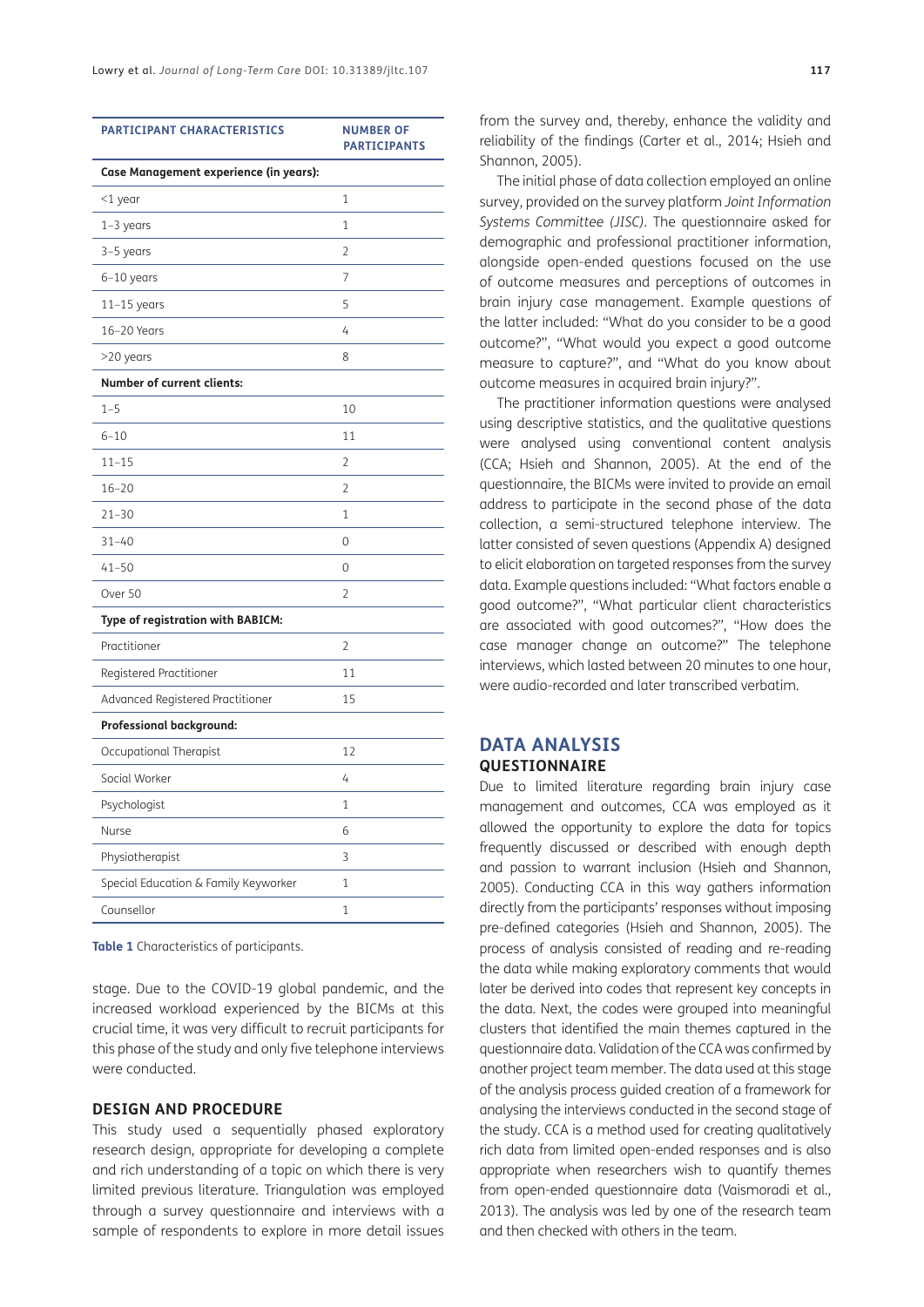| PARTICIPANT CHARACTERISTICS | NUMBER OF PARTICIPANTS |
|---|---|
| **Case Management experience (in years):** | |
| <1 year | 1 |
| 1–3 years | 1 |
| 3–5 years | 2 |
| 6–10 years | 7 |
| 11–15 years | 5 |
| 16–20 Years | 4 |
| >20 years | 8 |
| **Number of current clients:** | |
| 1–5 | 10 |
| 6–10 | 11 |
| 11–15 | 2 |
| 16–20 | 2 |
| 21–30 | 1 |
| 31–40 | 0 |
| 41–50 | 0 |
| Over 50 | 2 |
| **Type of registration with BABICM:** | |
| Practitioner | 2 |
| Registered Practitioner | 11 |
| Advanced Registered Practitioner | 15 |
| **Professional background:** | |
| Occupational Therapist | 12 |
| Social Worker | 4 |
| Psychologist | 1 |
| Nurse | 6 |
| Physiotherapist | 3 |
| Special Education & Family Keyworker | 1 |
| Counsellor | 1 |

**Table 1** Characteristics of participants.

stage. Due to the COVID-19 global pandemic, and the increased workload experienced by the BICMs at this crucial time, it was very difficult to recruit participants for this phase of the study and only five telephone interviews were conducted.

### DESIGN AND PROCEDURE

This study used a sequentially phased exploratory research design, appropriate for developing a complete and rich understanding of a topic on which there is very limited previous literature. Triangulation was employed through a survey questionnaire and interviews with a sample of respondents to explore in more detail issues from the survey and, thereby, enhance the validity and reliability of the findings (Carter et al., 2014; Hsieh and Shannon, 2005).

The initial phase of data collection employed an online survey, provided on the survey platform *Joint Information Systems Committee (JISC)*. The questionnaire asked for demographic and professional practitioner information, alongside open-ended questions focused on the use of outcome measures and perceptions of outcomes in brain injury case management. Example questions of the latter included: "What do you consider to be a good outcome?", "What would you expect a good outcome measure to capture?", and "What do you know about outcome measures in acquired brain injury?".

The practitioner information questions were analysed using descriptive statistics, and the qualitative questions were analysed using conventional content analysis (CCA; Hsieh and Shannon, 2005). At the end of the questionnaire, the BICMs were invited to provide an email address to participate in the second phase of the data collection, a semi-structured telephone interview. The latter consisted of seven questions (Appendix A) designed to elicit elaboration on targeted responses from the survey data. Example questions included: "What factors enable a good outcome?", "What particular client characteristics are associated with good outcomes?", "How does the case manager change an outcome?" The telephone interviews, which lasted between 20 minutes to one hour, were audio-recorded and later transcribed verbatim.

## DATA ANALYSIS

### QUESTIONNAIRE

Due to limited literature regarding brain injury case management and outcomes, CCA was employed as it allowed the opportunity to explore the data for topics frequently discussed or described with enough depth and passion to warrant inclusion (Hsieh and Shannon, 2005). Conducting CCA in this way gathers information directly from the participants' responses without imposing pre-defined categories (Hsieh and Shannon, 2005). The process of analysis consisted of reading and re-reading the data while making exploratory comments that would later be derived into codes that represent key concepts in the data. Next, the codes were grouped into meaningful clusters that identified the main themes captured in the questionnaire data. Validation of the CCA was confirmed by another project team member. The data used at this stage of the analysis process guided creation of a framework for analysing the interviews conducted in the second stage of the study. CCA is a method used for creating qualitatively rich data from limited open-ended responses and is also appropriate when researchers wish to quantify themes from open-ended questionnaire data (Vaismoradi et al., 2013). The analysis was led by one of the research team and then checked with others in the team.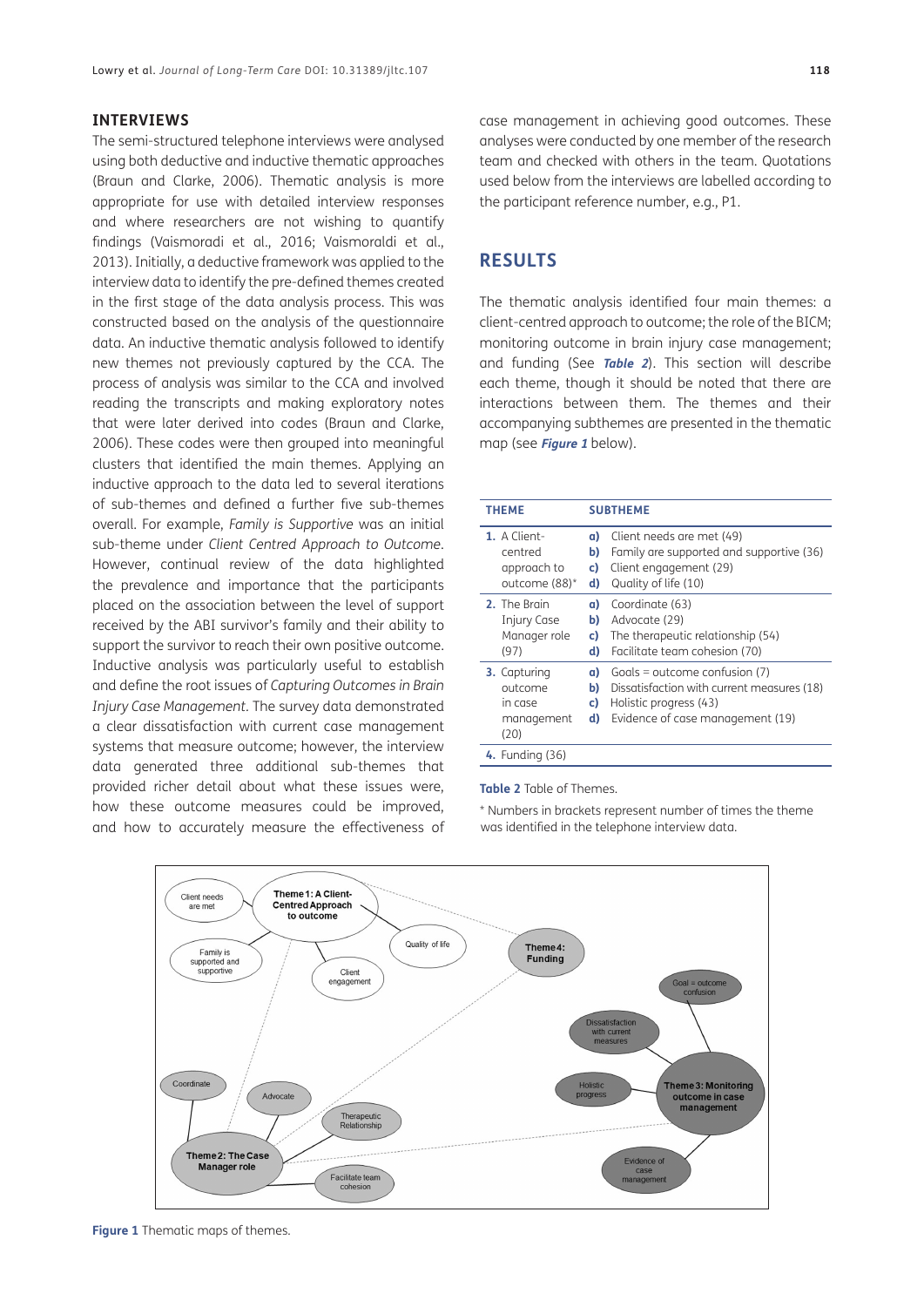### INTERVIEWS

The semi-structured telephone interviews were analysed using both deductive and inductive thematic approaches (Braun and Clarke, 2006). Thematic analysis is more appropriate for use with detailed interview responses and where researchers are not wishing to quantify findings (Vaismoradi et al., 2016; Vaismoraldi et al., 2013). Initially, a deductive framework was applied to the interview data to identify the pre-defined themes created in the first stage of the data analysis process. This was constructed based on the analysis of the questionnaire data. An inductive thematic analysis followed to identify new themes not previously captured by the CCA. The process of analysis was similar to the CCA and involved reading the transcripts and making exploratory notes that were later derived into codes (Braun and Clarke, 2006). These codes were then grouped into meaningful clusters that identified the main themes. Applying an inductive approach to the data led to several iterations of sub-themes and defined a further five sub-themes overall. For example, *Family is Supportive* was an initial sub-theme under *Client Centred Approach to Outcome*. However, continual review of the data highlighted the prevalence and importance that the participants placed on the association between the level of support received by the ABI survivor's family and their ability to support the survivor to reach their own positive outcome. Inductive analysis was particularly useful to establish and define the root issues of *Capturing Outcomes in Brain Injury Case Management*. The survey data demonstrated a clear dissatisfaction with current case management systems that measure outcome; however, the interview data generated three additional sub-themes that provided richer detail about what these issues were, how these outcome measures could be improved, and how to accurately measure the effectiveness of case management in achieving good outcomes. These analyses were conducted by one member of the research team and checked with others in the team. Quotations used below from the interviews are labelled according to the participant reference number, e.g., P1.

## RESULTS

The thematic analysis identified four main themes: a client-centred approach to outcome; the role of the BICM; monitoring outcome in brain injury case management; and funding (See **Table 2**). This section will describe each theme, though it should be noted that there are interactions between them. The themes and their accompanying subthemes are presented in the thematic map (see **Figure 1** below).

| THEME | SUBTHEME |
| --- | --- |
| **1.** A Client-centred approach to outcome (88)* | **a)** Client needs are met (49)<br>**b)** Family are supported and supportive (36)<br>**c)** Client engagement (29)<br>**d)** Quality of life (10) |
| **2.** The Brain Injury Case Manager role (97) | **a)** Coordinate (63)<br>**b)** Advocate (29)<br>**c)** The therapeutic relationship (54)<br>**d)** Facilitate team cohesion (70) |
| **3.** Capturing outcome in case management (20) | **a)** Goals = outcome confusion (7)<br>**b)** Dissatisfaction with current measures (18)<br>**c)** Holistic progress (43)<br>**d)** Evidence of case management (19) |
| **4.** Funding (36) | |

**Table 2** Table of Themes.

\* Numbers in brackets represent number of times the theme was identified in the telephone interview data.

**Figure 1** Thematic maps of themes.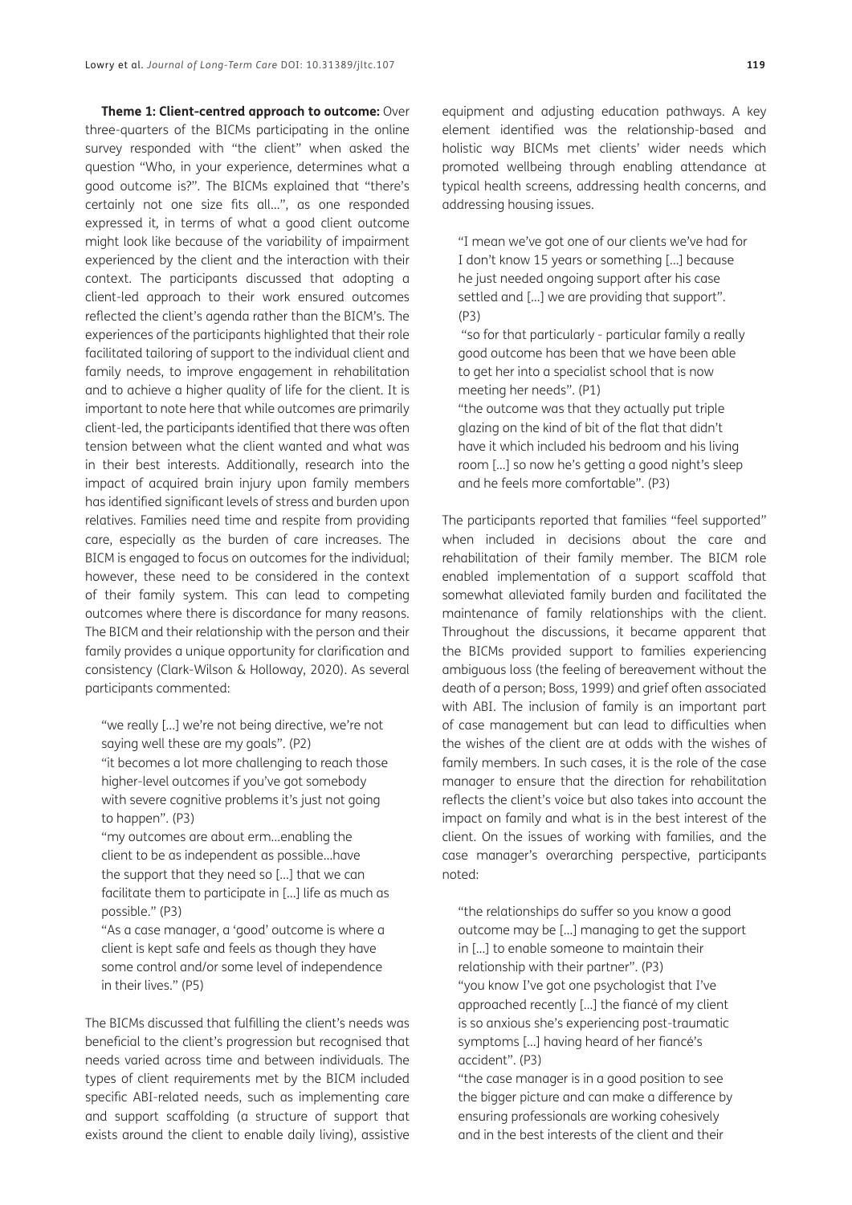**Theme 1: Client-centred approach to outcome:** Over three-quarters of the BICMs participating in the online survey responded with "the client" when asked the question "Who, in your experience, determines what a good outcome is?". The BICMs explained that "there's certainly not one size fits all…", as one responded expressed it, in terms of what a good client outcome might look like because of the variability of impairment experienced by the client and the interaction with their context. The participants discussed that adopting a client-led approach to their work ensured outcomes reflected the client's agenda rather than the BICM's. The experiences of the participants highlighted that their role facilitated tailoring of support to the individual client and family needs, to improve engagement in rehabilitation and to achieve a higher quality of life for the client. It is important to note here that while outcomes are primarily client-led, the participants identified that there was often tension between what the client wanted and what was in their best interests. Additionally, research into the impact of acquired brain injury upon family members has identified significant levels of stress and burden upon relatives. Families need time and respite from providing care, especially as the burden of care increases. The BICM is engaged to focus on outcomes for the individual; however, these need to be considered in the context of their family system. This can lead to competing outcomes where there is discordance for many reasons. The BICM and their relationship with the person and their family provides a unique opportunity for clarification and consistency (Clark-Wilson & Holloway, 2020). As several participants commented:

> "we really […] we're not being directive, we're not saying well these are my goals". (P2)
>
> "it becomes a lot more challenging to reach those higher-level outcomes if you've got somebody with severe cognitive problems it's just not going to happen". (P3)
>
> "my outcomes are about erm…enabling the client to be as independent as possible…have the support that they need so […] that we can facilitate them to participate in […] life as much as possible." (P3)
>
> "As a case manager, a 'good' outcome is where a client is kept safe and feels as though they have some control and/or some level of independence in their lives." (P5)

The BICMs discussed that fulfilling the client's needs was beneficial to the client's progression but recognised that needs varied across time and between individuals. The types of client requirements met by the BICM included specific ABI-related needs, such as implementing care and support scaffolding (a structure of support that exists around the client to enable daily living), assistive equipment and adjusting education pathways. A key element identified was the relationship-based and holistic way BICMs met clients' wider needs which promoted wellbeing through enabling attendance at typical health screens, addressing health concerns, and addressing housing issues.

> "I mean we've got one of our clients we've had for I don't know 15 years or something […] because he just needed ongoing support after his case settled and […] we are providing that support". (P3)
>
> "so for that particularly - particular family a really good outcome has been that we have been able to get her into a specialist school that is now meeting her needs". (P1)
>
> "the outcome was that they actually put triple glazing on the kind of bit of the flat that didn't have it which included his bedroom and his living room […] so now he's getting a good night's sleep and he feels more comfortable". (P3)

The participants reported that families "feel supported" when included in decisions about the care and rehabilitation of their family member. The BICM role enabled implementation of a support scaffold that somewhat alleviated family burden and facilitated the maintenance of family relationships with the client. Throughout the discussions, it became apparent that the BICMs provided support to families experiencing ambiguous loss (the feeling of bereavement without the death of a person; Boss, 1999) and grief often associated with ABI. The inclusion of family is an important part of case management but can lead to difficulties when the wishes of the client are at odds with the wishes of family members. In such cases, it is the role of the case manager to ensure that the direction for rehabilitation reflects the client's voice but also takes into account the impact on family and what is in the best interest of the client. On the issues of working with families, and the case manager's overarching perspective, participants noted:

> "the relationships do suffer so you know a good outcome may be […] managing to get the support in […] to enable someone to maintain their relationship with their partner". (P3)
>
> "you know I've got one psychologist that I've approached recently […] the fiancé of my client is so anxious she's experiencing post-traumatic symptoms […] having heard of her fiancé's accident". (P3)
>
> "the case manager is in a good position to see the bigger picture and can make a difference by ensuring professionals are working cohesively and in the best interests of the client and their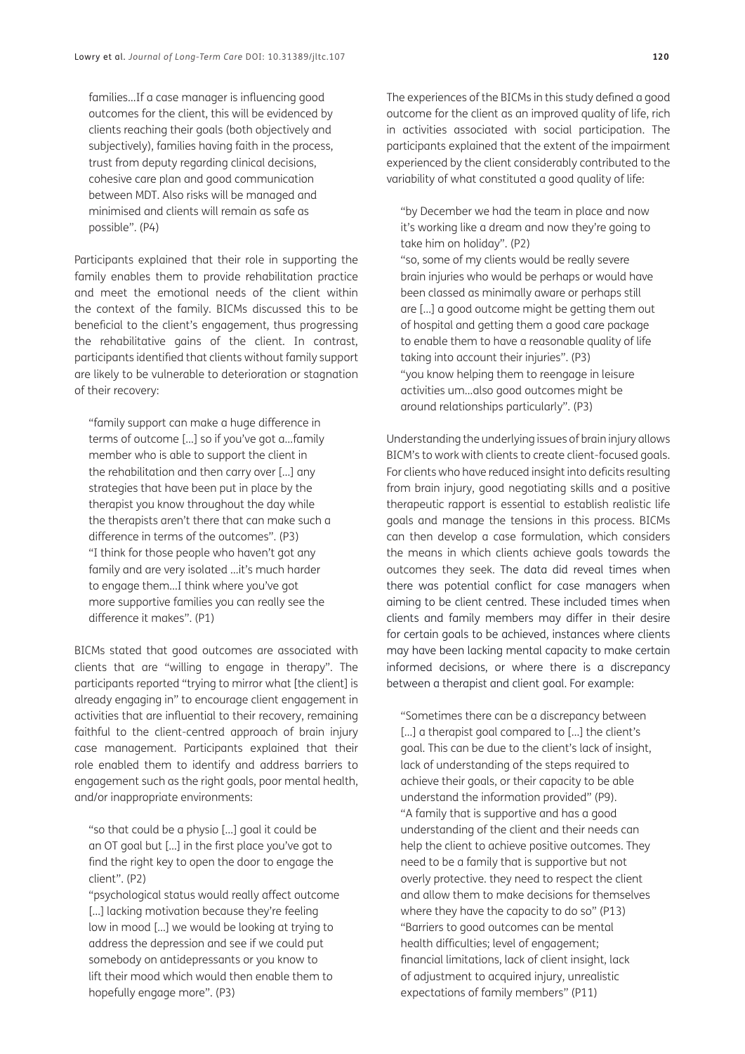families...If a case manager is influencing good outcomes for the client, this will be evidenced by clients reaching their goals (both objectively and subjectively), families having faith in the process, trust from deputy regarding clinical decisions, cohesive care plan and good communication between MDT. Also risks will be managed and minimised and clients will remain as safe as possible". (P4)

Participants explained that their role in supporting the family enables them to provide rehabilitation practice and meet the emotional needs of the client within the context of the family. BICMs discussed this to be beneficial to the client's engagement, thus progressing the rehabilitative gains of the client. In contrast, participants identified that clients without family support are likely to be vulnerable to deterioration or stagnation of their recovery:

> "family support can make a huge difference in terms of outcome [...] so if you've got a...family member who is able to support the client in the rehabilitation and then carry over [...] any strategies that have been put in place by the therapist you know throughout the day while the therapists aren't there that can make such a difference in terms of the outcomes". (P3)
>
> "I think for those people who haven't got any family and are very isolated ...it's much harder to engage them...I think where you've got more supportive families you can really see the difference it makes". (P1)

BICMs stated that good outcomes are associated with clients that are "willing to engage in therapy". The participants reported "trying to mirror what [the client] is already engaging in" to encourage client engagement in activities that are influential to their recovery, remaining faithful to the client-centred approach of brain injury case management. Participants explained that their role enabled them to identify and address barriers to engagement such as the right goals, poor mental health, and/or inappropriate environments:

> "so that could be a physio [...] goal it could be an OT goal but [...] in the first place you've got to find the right key to open the door to engage the client". (P2)
>
> "psychological status would really affect outcome [...] lacking motivation because they're feeling low in mood [...] we would be looking at trying to address the depression and see if we could put somebody on antidepressants or you know to lift their mood which would then enable them to hopefully engage more". (P3)

The experiences of the BICMs in this study defined a good outcome for the client as an improved quality of life, rich in activities associated with social participation. The participants explained that the extent of the impairment experienced by the client considerably contributed to the variability of what constituted a good quality of life:

> "by December we had the team in place and now it's working like a dream and now they're going to take him on holiday". (P2)
>
> "so, some of my clients would be really severe brain injuries who would be perhaps or would have been classed as minimally aware or perhaps still are [...] a good outcome might be getting them out of hospital and getting them a good care package to enable them to have a reasonable quality of life taking into account their injuries". (P3)
>
> "you know helping them to reengage in leisure activities um...also good outcomes might be around relationships particularly". (P3)

Understanding the underlying issues of brain injury allows BICM's to work with clients to create client-focused goals. For clients who have reduced insight into deficits resulting from brain injury, good negotiating skills and a positive therapeutic rapport is essential to establish realistic life goals and manage the tensions in this process. BICMs can then develop a case formulation, which considers the means in which clients achieve goals towards the outcomes they seek. The data did reveal times when there was potential conflict for case managers when aiming to be client centred. These included times when clients and family members may differ in their desire for certain goals to be achieved, instances where clients may have been lacking mental capacity to make certain informed decisions, or where there is a discrepancy between a therapist and client goal. For example:

> "Sometimes there can be a discrepancy between [...] a therapist goal compared to [...] the client's goal. This can be due to the client's lack of insight, lack of understanding of the steps required to achieve their goals, or their capacity to be able understand the information provided" (P9).
>
> "A family that is supportive and has a good understanding of the client and their needs can help the client to achieve positive outcomes. They need to be a family that is supportive but not overly protective. they need to respect the client and allow them to make decisions for themselves where they have the capacity to do so" (P13)
>
> "Barriers to good outcomes can be mental health difficulties; level of engagement; financial limitations, lack of client insight, lack of adjustment to acquired injury, unrealistic expectations of family members" (P11)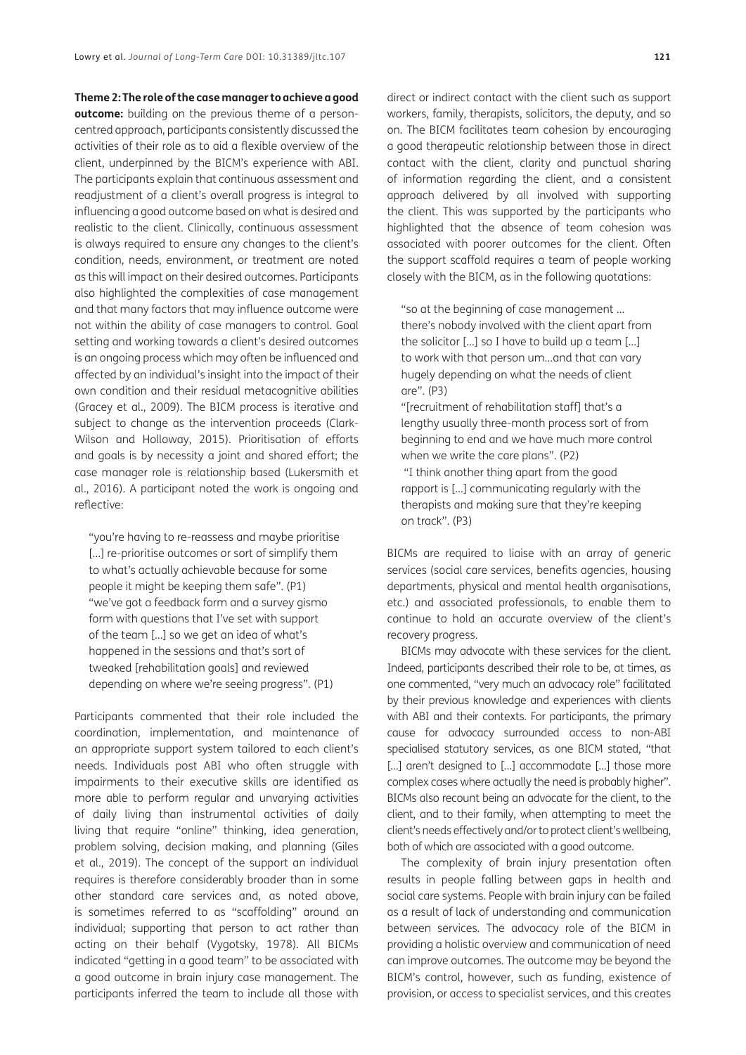**Theme 2: The role of the case manager to achieve a good outcome:** building on the previous theme of a person-centred approach, participants consistently discussed the activities of their role as to aid a flexible overview of the client, underpinned by the BICM's experience with ABI. The participants explain that continuous assessment and readjustment of a client's overall progress is integral to influencing a good outcome based on what is desired and realistic to the client. Clinically, continuous assessment is always required to ensure any changes to the client's condition, needs, environment, or treatment are noted as this will impact on their desired outcomes. Participants also highlighted the complexities of case management and that many factors that may influence outcome were not within the ability of case managers to control. Goal setting and working towards a client's desired outcomes is an ongoing process which may often be influenced and affected by an individual's insight into the impact of their own condition and their residual metacognitive abilities (Gracey et al., 2009). The BICM process is iterative and subject to change as the intervention proceeds (Clark-Wilson and Holloway, 2015). Prioritisation of efforts and goals is by necessity a joint and shared effort; the case manager role is relationship based (Lukersmith et al., 2016). A participant noted the work is ongoing and reflective:

> "you're having to re-reassess and maybe prioritise [...] re-prioritise outcomes or sort of simplify them to what's actually achievable because for some people it might be keeping them safe". (P1)
>
> "we've got a feedback form and a survey gismo form with questions that I've set with support of the team [...] so we get an idea of what's happened in the sessions and that's sort of tweaked [rehabilitation goals] and reviewed depending on where we're seeing progress". (P1)

Participants commented that their role included the coordination, implementation, and maintenance of an appropriate support system tailored to each client's needs. Individuals post ABI who often struggle with impairments to their executive skills are identified as more able to perform regular and unvarying activities of daily living than instrumental activities of daily living that require "online" thinking, idea generation, problem solving, decision making, and planning (Giles et al., 2019). The concept of the support an individual requires is therefore considerably broader than in some other standard care services and, as noted above, is sometimes referred to as "scaffolding" around an individual; supporting that person to act rather than acting on their behalf (Vygotsky, 1978). All BICMs indicated "getting in a good team" to be associated with a good outcome in brain injury case management. The participants inferred the team to include all those with direct or indirect contact with the client such as support workers, family, therapists, solicitors, the deputy, and so on. The BICM facilitates team cohesion by encouraging a good therapeutic relationship between those in direct contact with the client, clarity and punctual sharing of information regarding the client, and a consistent approach delivered by all involved with supporting the client. This was supported by the participants who highlighted that the absence of team cohesion was associated with poorer outcomes for the client. Often the support scaffold requires a team of people working closely with the BICM, as in the following quotations:

> "so at the beginning of case management ... there's nobody involved with the client apart from the solicitor [...] so I have to build up a team [...] to work with that person um...and that can vary hugely depending on what the needs of client are". (P3)
>
> "[recruitment of rehabilitation staff] that's a lengthy usually three-month process sort of from beginning to end and we have much more control when we write the care plans". (P2)
>
> "I think another thing apart from the good rapport is [...] communicating regularly with the therapists and making sure that they're keeping on track". (P3)

BICMs are required to liaise with an array of generic services (social care services, benefits agencies, housing departments, physical and mental health organisations, etc.) and associated professionals, to enable them to continue to hold an accurate overview of the client's recovery progress.

BICMs may advocate with these services for the client. Indeed, participants described their role to be, at times, as one commented, "very much an advocacy role" facilitated by their previous knowledge and experiences with clients with ABI and their contexts. For participants, the primary cause for advocacy surrounded access to non-ABI specialised statutory services, as one BICM stated, "that [...] aren't designed to [...] accommodate [...] those more complex cases where actually the need is probably higher". BICMs also recount being an advocate for the client, to the client, and to their family, when attempting to meet the client's needs effectively and/or to protect client's wellbeing, both of which are associated with a good outcome.

The complexity of brain injury presentation often results in people falling between gaps in health and social care systems. People with brain injury can be failed as a result of lack of understanding and communication between services. The advocacy role of the BICM in providing a holistic overview and communication of need can improve outcomes. The outcome may be beyond the BICM's control, however, such as funding, existence of provision, or access to specialist services, and this creates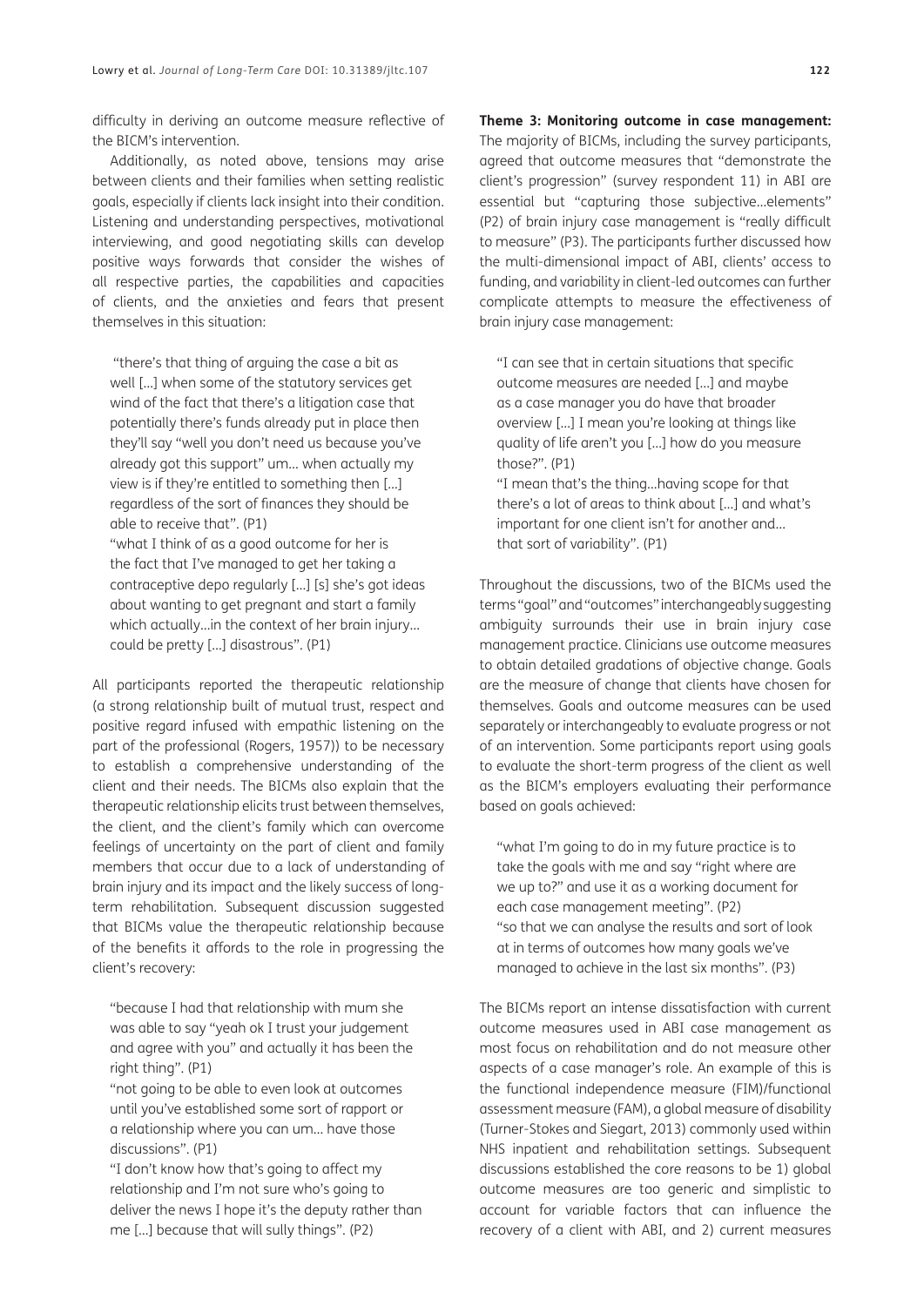difficulty in deriving an outcome measure reflective of the BICM's intervention.

Additionally, as noted above, tensions may arise between clients and their families when setting realistic goals, especially if clients lack insight into their condition. Listening and understanding perspectives, motivational interviewing, and good negotiating skills can develop positive ways forwards that consider the wishes of all respective parties, the capabilities and capacities of clients, and the anxieties and fears that present themselves in this situation:

> "there's that thing of arguing the case a bit as well [...] when some of the statutory services get wind of the fact that there's a litigation case that potentially there's funds already put in place then they'll say "well you don't need us because you've already got this support" um... when actually my view is if they're entitled to something then [...] regardless of the sort of finances they should be able to receive that". (P1)
>
> "what I think of as a good outcome for her is the fact that I've managed to get her taking a contraceptive depo regularly [...] [s] she's got ideas about wanting to get pregnant and start a family which actually...in the context of her brain injury... could be pretty [...] disastrous". (P1)

All participants reported the therapeutic relationship (a strong relationship built of mutual trust, respect and positive regard infused with empathic listening on the part of the professional (Rogers, 1957)) to be necessary to establish a comprehensive understanding of the client and their needs. The BICMs also explain that the therapeutic relationship elicits trust between themselves, the client, and the client's family which can overcome feelings of uncertainty on the part of client and family members that occur due to a lack of understanding of brain injury and its impact and the likely success of long-term rehabilitation. Subsequent discussion suggested that BICMs value the therapeutic relationship because of the benefits it affords to the role in progressing the client's recovery:

> "because I had that relationship with mum she was able to say "yeah ok I trust your judgement and agree with you" and actually it has been the right thing". (P1)
>
> "not going to be able to even look at outcomes until you've established some sort of rapport or a relationship where you can um... have those discussions". (P1)
>
> "I don't know how that's going to affect my relationship and I'm not sure who's going to deliver the news I hope it's the deputy rather than me [...] because that will sully things". (P2)

**Theme 3: Monitoring outcome in case management:** The majority of BICMs, including the survey participants, agreed that outcome measures that "demonstrate the client's progression" (survey respondent 11) in ABI are essential but "capturing those subjective...elements" (P2) of brain injury case management is "really difficult to measure" (P3). The participants further discussed how the multi-dimensional impact of ABI, clients' access to funding, and variability in client-led outcomes can further complicate attempts to measure the effectiveness of brain injury case management:

> "I can see that in certain situations that specific outcome measures are needed [...] and maybe as a case manager you do have that broader overview [...] I mean you're looking at things like quality of life aren't you [...] how do you measure those?". (P1)
>
> "I mean that's the thing...having scope for that there's a lot of areas to think about [...] and what's important for one client isn't for another and... that sort of variability". (P1)

Throughout the discussions, two of the BICMs used the terms "goal" and "outcomes" interchangeably suggesting ambiguity surrounds their use in brain injury case management practice. Clinicians use outcome measures to obtain detailed gradations of objective change. Goals are the measure of change that clients have chosen for themselves. Goals and outcome measures can be used separately or interchangeably to evaluate progress or not of an intervention. Some participants report using goals to evaluate the short-term progress of the client as well as the BICM's employers evaluating their performance based on goals achieved:

> "what I'm going to do in my future practice is to take the goals with me and say "right where are we up to?" and use it as a working document for each case management meeting". (P2)
>
> "so that we can analyse the results and sort of look at in terms of outcomes how many goals we've managed to achieve in the last six months". (P3)

The BICMs report an intense dissatisfaction with current outcome measures used in ABI case management as most focus on rehabilitation and do not measure other aspects of a case manager's role. An example of this is the functional independence measure (FIM)/functional assessment measure (FAM), a global measure of disability (Turner-Stokes and Siegart, 2013) commonly used within NHS inpatient and rehabilitation settings. Subsequent discussions established the core reasons to be 1) global outcome measures are too generic and simplistic to account for variable factors that can influence the recovery of a client with ABI, and 2) current measures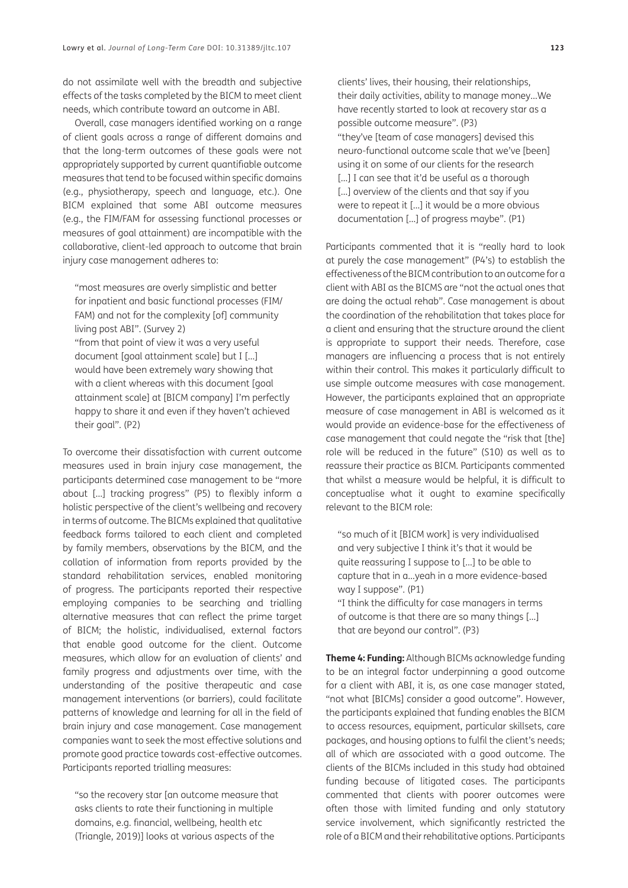do not assimilate well with the breadth and subjective effects of the tasks completed by the BICM to meet client needs, which contribute toward an outcome in ABI.

Overall, case managers identified working on a range of client goals across a range of different domains and that the long-term outcomes of these goals were not appropriately supported by current quantifiable outcome measures that tend to be focused within specific domains (e.g., physiotherapy, speech and language, etc.). One BICM explained that some ABI outcome measures (e.g., the FIM/FAM for assessing functional processes or measures of goal attainment) are incompatible with the collaborative, client-led approach to outcome that brain injury case management adheres to:

> "most measures are overly simplistic and better for inpatient and basic functional processes (FIM/FAM) and not for the complexity [of] community living post ABI". (Survey 2)
>
> "from that point of view it was a very useful document [goal attainment scale] but I [...] would have been extremely wary showing that with a client whereas with this document [goal attainment scale] at [BICM company] I'm perfectly happy to share it and even if they haven't achieved their goal". (P2)

To overcome their dissatisfaction with current outcome measures used in brain injury case management, the participants determined case management to be "more about [...] tracking progress" (P5) to flexibly inform a holistic perspective of the client's wellbeing and recovery in terms of outcome. The BICMs explained that qualitative feedback forms tailored to each client and completed by family members, observations by the BICM, and the collation of information from reports provided by the standard rehabilitation services, enabled monitoring of progress. The participants reported their respective employing companies to be searching and trialling alternative measures that can reflect the prime target of BICM; the holistic, individualised, external factors that enable good outcome for the client. Outcome measures, which allow for an evaluation of clients' and family progress and adjustments over time, with the understanding of the positive therapeutic and case management interventions (or barriers), could facilitate patterns of knowledge and learning for all in the field of brain injury and case management. Case management companies want to seek the most effective solutions and promote good practice towards cost-effective outcomes. Participants reported trialling measures:

> "so the recovery star [an outcome measure that asks clients to rate their functioning in multiple domains, e.g. financial, wellbeing, health etc (Triangle, 2019)] looks at various aspects of the clients' lives, their housing, their relationships, their daily activities, ability to manage money...We have recently started to look at recovery star as a possible outcome measure". (P3)
>
> "they've [team of case managers] devised this neuro-functional outcome scale that we've [been] using it on some of our clients for the research [...] I can see that it'd be useful as a thorough [...] overview of the clients and that say if you were to repeat it [...] it would be a more obvious documentation [...] of progress maybe". (P1)

Participants commented that it is "really hard to look at purely the case management" (P4's) to establish the effectiveness of the BICM contribution to an outcome for a client with ABI as the BICMS are "not the actual ones that are doing the actual rehab". Case management is about the coordination of the rehabilitation that takes place for a client and ensuring that the structure around the client is appropriate to support their needs. Therefore, case managers are influencing a process that is not entirely within their control. This makes it particularly difficult to use simple outcome measures with case management. However, the participants explained that an appropriate measure of case management in ABI is welcomed as it would provide an evidence-base for the effectiveness of case management that could negate the "risk that [the] role will be reduced in the future" (S10) as well as to reassure their practice as BICM. Participants commented that whilst a measure would be helpful, it is difficult to conceptualise what it ought to examine specifically relevant to the BICM role:

> "so much of it [BICM work] is very individualised and very subjective I think it's that it would be quite reassuring I suppose to [...] to be able to capture that in a...yeah in a more evidence-based way I suppose". (P1)
>
> "I think the difficulty for case managers in terms of outcome is that there are so many things [...] that are beyond our control". (P3)

**Theme 4: Funding:** Although BICMs acknowledge funding to be an integral factor underpinning a good outcome for a client with ABI, it is, as one case manager stated, "not what [BICMs] consider a good outcome". However, the participants explained that funding enables the BICM to access resources, equipment, particular skillsets, care packages, and housing options to fulfil the client's needs; all of which are associated with a good outcome. The clients of the BICMs included in this study had obtained funding because of litigated cases. The participants commented that clients with poorer outcomes were often those with limited funding and only statutory service involvement, which significantly restricted the role of a BICM and their rehabilitative options. Participants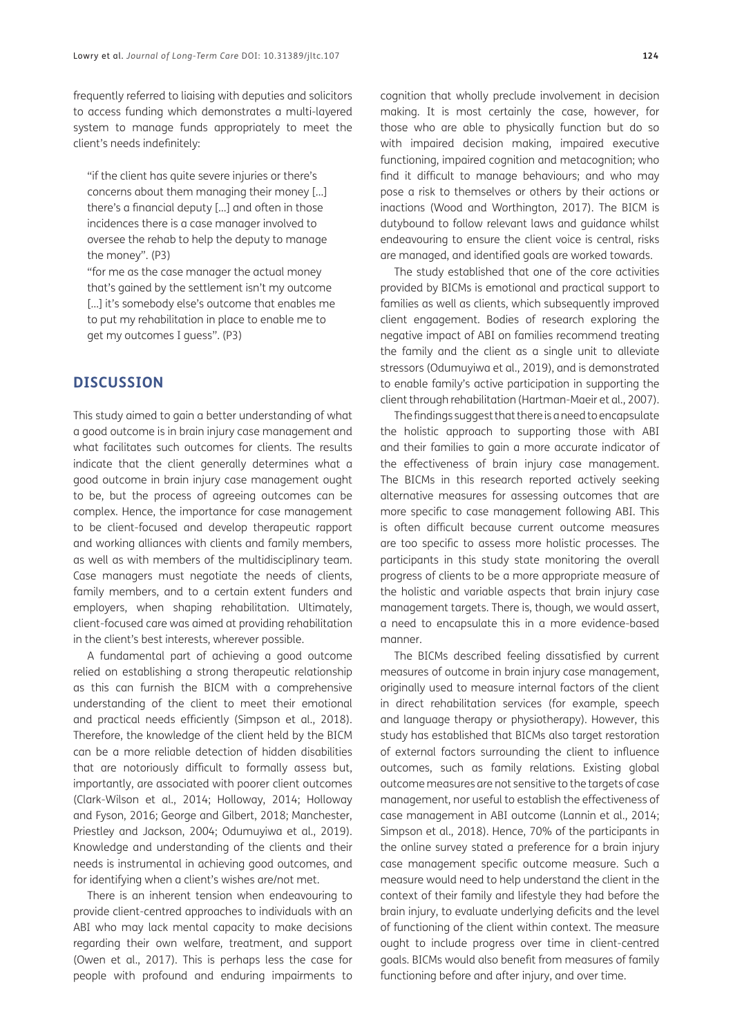frequently referred to liaising with deputies and solicitors to access funding which demonstrates a multi-layered system to manage funds appropriately to meet the client's needs indefinitely:

> "if the client has quite severe injuries or there's concerns about them managing their money […] there's a financial deputy […] and often in those incidences there is a case manager involved to oversee the rehab to help the deputy to manage the money". (P3)
>
> "for me as the case manager the actual money that's gained by the settlement isn't my outcome […] it's somebody else's outcome that enables me to put my rehabilitation in place to enable me to get my outcomes I guess". (P3)

## DISCUSSION

This study aimed to gain a better understanding of what a good outcome is in brain injury case management and what facilitates such outcomes for clients. The results indicate that the client generally determines what a good outcome in brain injury case management ought to be, but the process of agreeing outcomes can be complex. Hence, the importance for case management to be client-focused and develop therapeutic rapport and working alliances with clients and family members, as well as with members of the multidisciplinary team. Case managers must negotiate the needs of clients, family members, and to a certain extent funders and employers, when shaping rehabilitation. Ultimately, client-focused care was aimed at providing rehabilitation in the client's best interests, wherever possible.

A fundamental part of achieving a good outcome relied on establishing a strong therapeutic relationship as this can furnish the BICM with a comprehensive understanding of the client to meet their emotional and practical needs efficiently (Simpson et al., 2018). Therefore, the knowledge of the client held by the BICM can be a more reliable detection of hidden disabilities that are notoriously difficult to formally assess but, importantly, are associated with poorer client outcomes (Clark-Wilson et al., 2014; Holloway, 2014; Holloway and Fyson, 2016; George and Gilbert, 2018; Manchester, Priestley and Jackson, 2004; Odumuyiwa et al., 2019). Knowledge and understanding of the clients and their needs is instrumental in achieving good outcomes, and for identifying when a client's wishes are/not met.

There is an inherent tension when endeavouring to provide client-centred approaches to individuals with an ABI who may lack mental capacity to make decisions regarding their own welfare, treatment, and support (Owen et al., 2017). This is perhaps less the case for people with profound and enduring impairments to cognition that wholly preclude involvement in decision making. It is most certainly the case, however, for those who are able to physically function but do so with impaired decision making, impaired executive functioning, impaired cognition and metacognition; who find it difficult to manage behaviours; and who may pose a risk to themselves or others by their actions or inactions (Wood and Worthington, 2017). The BICM is dutybound to follow relevant laws and guidance whilst endeavouring to ensure the client voice is central, risks are managed, and identified goals are worked towards.

The study established that one of the core activities provided by BICMs is emotional and practical support to families as well as clients, which subsequently improved client engagement. Bodies of research exploring the negative impact of ABI on families recommend treating the family and the client as a single unit to alleviate stressors (Odumuyiwa et al., 2019), and is demonstrated to enable family's active participation in supporting the client through rehabilitation (Hartman-Maeir et al., 2007).

The findings suggest that there is a need to encapsulate the holistic approach to supporting those with ABI and their families to gain a more accurate indicator of the effectiveness of brain injury case management. The BICMs in this research reported actively seeking alternative measures for assessing outcomes that are more specific to case management following ABI. This is often difficult because current outcome measures are too specific to assess more holistic processes. The participants in this study state monitoring the overall progress of clients to be a more appropriate measure of the holistic and variable aspects that brain injury case management targets. There is, though, we would assert, a need to encapsulate this in a more evidence-based manner.

The BICMs described feeling dissatisfied by current measures of outcome in brain injury case management, originally used to measure internal factors of the client in direct rehabilitation services (for example, speech and language therapy or physiotherapy). However, this study has established that BICMs also target restoration of external factors surrounding the client to influence outcomes, such as family relations. Existing global outcome measures are not sensitive to the targets of case management, nor useful to establish the effectiveness of case management in ABI outcome (Lannin et al., 2014; Simpson et al., 2018). Hence, 70% of the participants in the online survey stated a preference for a brain injury case management specific outcome measure. Such a measure would need to help understand the client in the context of their family and lifestyle they had before the brain injury, to evaluate underlying deficits and the level of functioning of the client within context. The measure ought to include progress over time in client-centred goals. BICMs would also benefit from measures of family functioning before and after injury, and over time.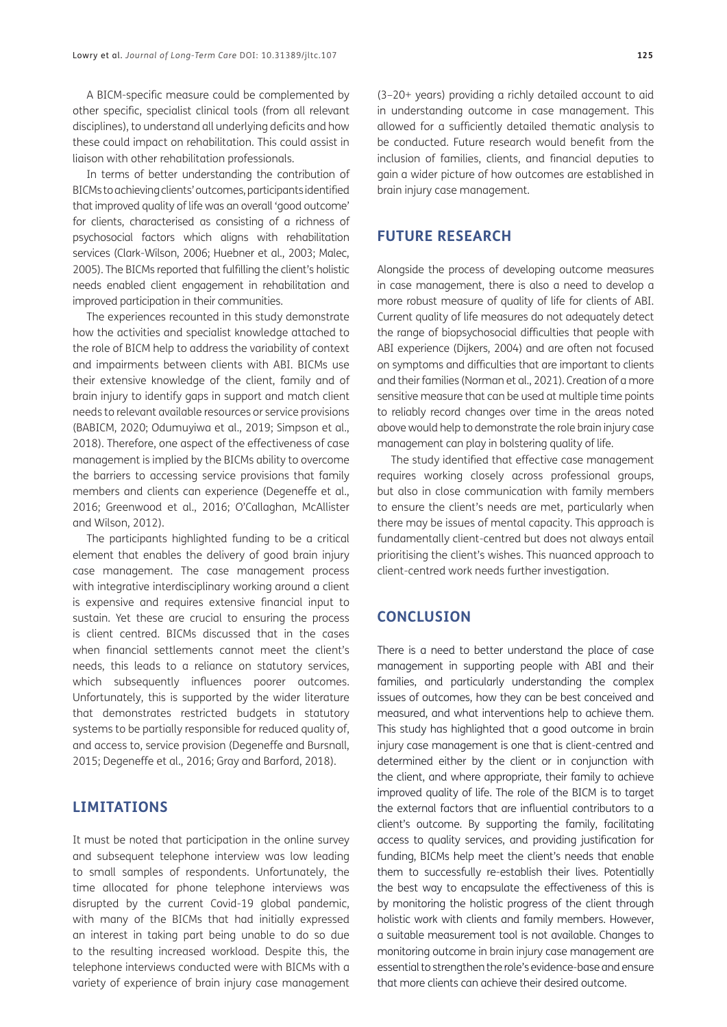A BICM-specific measure could be complemented by other specific, specialist clinical tools (from all relevant disciplines), to understand all underlying deficits and how these could impact on rehabilitation. This could assist in liaison with other rehabilitation professionals.

In terms of better understanding the contribution of BICMs to achieving clients' outcomes, participants identified that improved quality of life was an overall 'good outcome' for clients, characterised as consisting of a richness of psychosocial factors which aligns with rehabilitation services (Clark-Wilson, 2006; Huebner et al., 2003; Malec, 2005). The BICMs reported that fulfilling the client's holistic needs enabled client engagement in rehabilitation and improved participation in their communities.

The experiences recounted in this study demonstrate how the activities and specialist knowledge attached to the role of BICM help to address the variability of context and impairments between clients with ABI. BICMs use their extensive knowledge of the client, family and of brain injury to identify gaps in support and match client needs to relevant available resources or service provisions (BABICM, 2020; Odumuyiwa et al., 2019; Simpson et al., 2018). Therefore, one aspect of the effectiveness of case management is implied by the BICMs ability to overcome the barriers to accessing service provisions that family members and clients can experience (Degeneffe et al., 2016; Greenwood et al., 2016; O'Callaghan, McAllister and Wilson, 2012).

The participants highlighted funding to be a critical element that enables the delivery of good brain injury case management. The case management process with integrative interdisciplinary working around a client is expensive and requires extensive financial input to sustain. Yet these are crucial to ensuring the process is client centred. BICMs discussed that in the cases when financial settlements cannot meet the client's needs, this leads to a reliance on statutory services, which subsequently influences poorer outcomes. Unfortunately, this is supported by the wider literature that demonstrates restricted budgets in statutory systems to be partially responsible for reduced quality of, and access to, service provision (Degeneffe and Bursnall, 2015; Degeneffe et al., 2016; Gray and Barford, 2018).

## LIMITATIONS

It must be noted that participation in the online survey and subsequent telephone interview was low leading to small samples of respondents. Unfortunately, the time allocated for phone telephone interviews was disrupted by the current Covid-19 global pandemic, with many of the BICMs that had initially expressed an interest in taking part being unable to do so due to the resulting increased workload. Despite this, the telephone interviews conducted were with BICMs with a variety of experience of brain injury case management (3–20+ years) providing a richly detailed account to aid in understanding outcome in case management. This allowed for a sufficiently detailed thematic analysis to be conducted. Future research would benefit from the inclusion of families, clients, and financial deputies to gain a wider picture of how outcomes are established in brain injury case management.

## FUTURE RESEARCH

Alongside the process of developing outcome measures in case management, there is also a need to develop a more robust measure of quality of life for clients of ABI. Current quality of life measures do not adequately detect the range of biopsychosocial difficulties that people with ABI experience (Dijkers, 2004) and are often not focused on symptoms and difficulties that are important to clients and their families (Norman et al., 2021). Creation of a more sensitive measure that can be used at multiple time points to reliably record changes over time in the areas noted above would help to demonstrate the role brain injury case management can play in bolstering quality of life.

The study identified that effective case management requires working closely across professional groups, but also in close communication with family members to ensure the client's needs are met, particularly when there may be issues of mental capacity. This approach is fundamentally client-centred but does not always entail prioritising the client's wishes. This nuanced approach to client-centred work needs further investigation.

## CONCLUSION

There is a need to better understand the place of case management in supporting people with ABI and their families, and particularly understanding the complex issues of outcomes, how they can be best conceived and measured, and what interventions help to achieve them. This study has highlighted that a good outcome in brain injury case management is one that is client-centred and determined either by the client or in conjunction with the client, and where appropriate, their family to achieve improved quality of life. The role of the BICM is to target the external factors that are influential contributors to a client's outcome. By supporting the family, facilitating access to quality services, and providing justification for funding, BICMs help meet the client's needs that enable them to successfully re-establish their lives. Potentially the best way to encapsulate the effectiveness of this is by monitoring the holistic progress of the client through holistic work with clients and family members. However, a suitable measurement tool is not available. Changes to monitoring outcome in brain injury case management are essential to strengthen the role's evidence-base and ensure that more clients can achieve their desired outcome.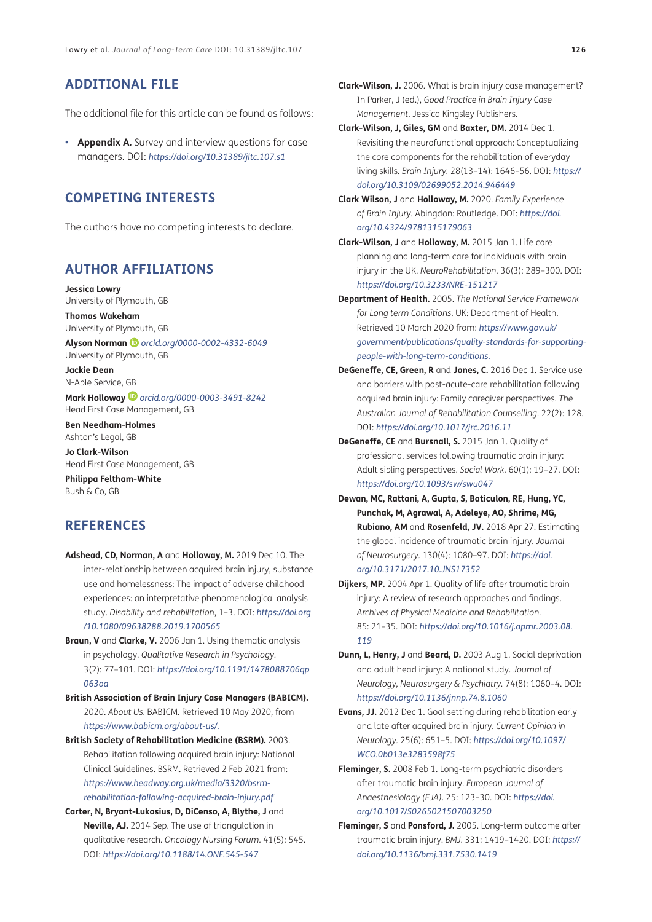## ADDITIONAL FILE

The additional file for this article can be found as follows:

- **Appendix A.** Survey and interview questions for case managers. DOI: *https://doi.org/10.31389/jltc.107.s1*

## COMPETING INTERESTS

The authors have no competing interests to declare.

## AUTHOR AFFILIATIONS

**Jessica Lowry**
University of Plymouth, GB

**Thomas Wakeham**
University of Plymouth, GB

**Alyson Norman** *orcid.org/0000-0002-4332-6049*
University of Plymouth, GB

**Jackie Dean**
N-Able Service, GB

**Mark Holloway** *orcid.org/0000-0003-3491-8242*
Head First Case Management, GB

**Ben Needham-Holmes**
Ashton's Legal, GB

**Jo Clark-Wilson**
Head First Case Management, GB

**Philippa Feltham-White**
Bush & Co, GB

## REFERENCES

**Adshead, CD, Norman, A** and **Holloway, M.** 2019 Dec 10. The inter-relationship between acquired brain injury, substance use and homelessness: The impact of adverse childhood experiences: an interpretative phenomenological analysis study. *Disability and rehabilitation*, 1–3. DOI: *https://doi.org/10.1080/09638288.2019.1700565*

**Braun, V** and **Clarke, V.** 2006 Jan 1. Using thematic analysis in psychology. *Qualitative Research in Psychology*. 3(2): 77–101. DOI: *https://doi.org/10.1191/1478088706qp063oa*

**British Association of Brain Injury Case Managers (BABICM).** 2020. *About Us*. BABICM. Retrieved 10 May 2020, from *https://www.babicm.org/about-us/*.

**British Society of Rehabilitation Medicine (BSRM).** 2003. Rehabilitation following acquired brain injury: National Clinical Guidelines. BSRM. Retrieved 2 Feb 2021 from: *https://www.headway.org.uk/media/3320/bsrm-rehabilitation-following-acquired-brain-injury.pdf*

**Carter, N, Bryant-Lukosius, D, DiCenso, A, Blythe, J** and **Neville, AJ.** 2014 Sep. The use of triangulation in qualitative research. *Oncology Nursing Forum*. 41(5): 545. DOI: *https://doi.org/10.1188/14.ONF.545-547*

**Clark-Wilson, J.** 2006. What is brain injury case management? In Parker, J (ed.), *Good Practice in Brain Injury Case Management*. Jessica Kingsley Publishers.

**Clark-Wilson, J, Giles, GM** and **Baxter, DM.** 2014 Dec 1. Revisiting the neurofunctional approach: Conceptualizing the core components for the rehabilitation of everyday living skills. *Brain Injury*. 28(13–14): 1646–56. DOI: *https://doi.org/10.3109/02699052.2014.946449*

**Clark Wilson, J** and **Holloway, M.** 2020. *Family Experience of Brain Injury*. Abingdon: Routledge. DOI: *https://doi.org/10.4324/9781315179063*

**Clark-Wilson, J** and **Holloway, M.** 2015 Jan 1. Life care planning and long-term care for individuals with brain injury in the UK. *NeuroRehabilitation*. 36(3): 289–300. DOI: *https://doi.org/10.3233/NRE-151217*

**Department of Health.** 2005. *The National Service Framework for Long term Conditions*. UK: Department of Health. Retrieved 10 March 2020 from: *https://www.gov.uk/government/publications/quality-standards-for-supporting-people-with-long-term-conditions*.

**DeGeneffe, CE, Green, R** and **Jones, C.** 2016 Dec 1. Service use and barriers with post-acute-care rehabilitation following acquired brain injury: Family caregiver perspectives. *The Australian Journal of Rehabilitation Counselling*. 22(2): 128. DOI: *https://doi.org/10.1017/jrc.2016.11*

**DeGeneffe, CE** and **Bursnall, S.** 2015 Jan 1. Quality of professional services following traumatic brain injury: Adult sibling perspectives. *Social Work*. 60(1): 19–27. DOI: *https://doi.org/10.1093/sw/swu047*

**Dewan, MC, Rattani, A, Gupta, S, Baticulon, RE, Hung, YC, Punchak, M, Agrawal, A, Adeleye, AO, Shrime, MG, Rubiano, AM** and **Rosenfeld, JV.** 2018 Apr 27. Estimating the global incidence of traumatic brain injury. *Journal of Neurosurgery*. 130(4): 1080–97. DOI: *https://doi.org/10.3171/2017.10.JNS17352*

**Dijkers, MP.** 2004 Apr 1. Quality of life after traumatic brain injury: A review of research approaches and findings. *Archives of Physical Medicine and Rehabilitation*. 85: 21–35. DOI: *https://doi.org/10.1016/j.apmr.2003.08.119*

**Dunn, L, Henry, J** and **Beard, D.** 2003 Aug 1. Social deprivation and adult head injury: A national study. *Journal of Neurology, Neurosurgery & Psychiatry*. 74(8): 1060–4. DOI: *https://doi.org/10.1136/jnnp.74.8.1060*

**Evans, JJ.** 2012 Dec 1. Goal setting during rehabilitation early and late after acquired brain injury. *Current Opinion in Neurology*. 25(6): 651–5. DOI: *https://doi.org/10.1097/WCO.0b013e3283598f75*

**Fleminger, S.** 2008 Feb 1. Long-term psychiatric disorders after traumatic brain injury. *European Journal of Anaesthesiology (EJA)*. 25: 123–30. DOI: *https://doi.org/10.1017/S0265021507003250*

**Fleminger, S** and **Ponsford, J.** 2005. Long-term outcome after traumatic brain injury. *BMJ*. 331: 1419–1420. DOI: *https://doi.org/10.1136/bmj.331.7530.1419*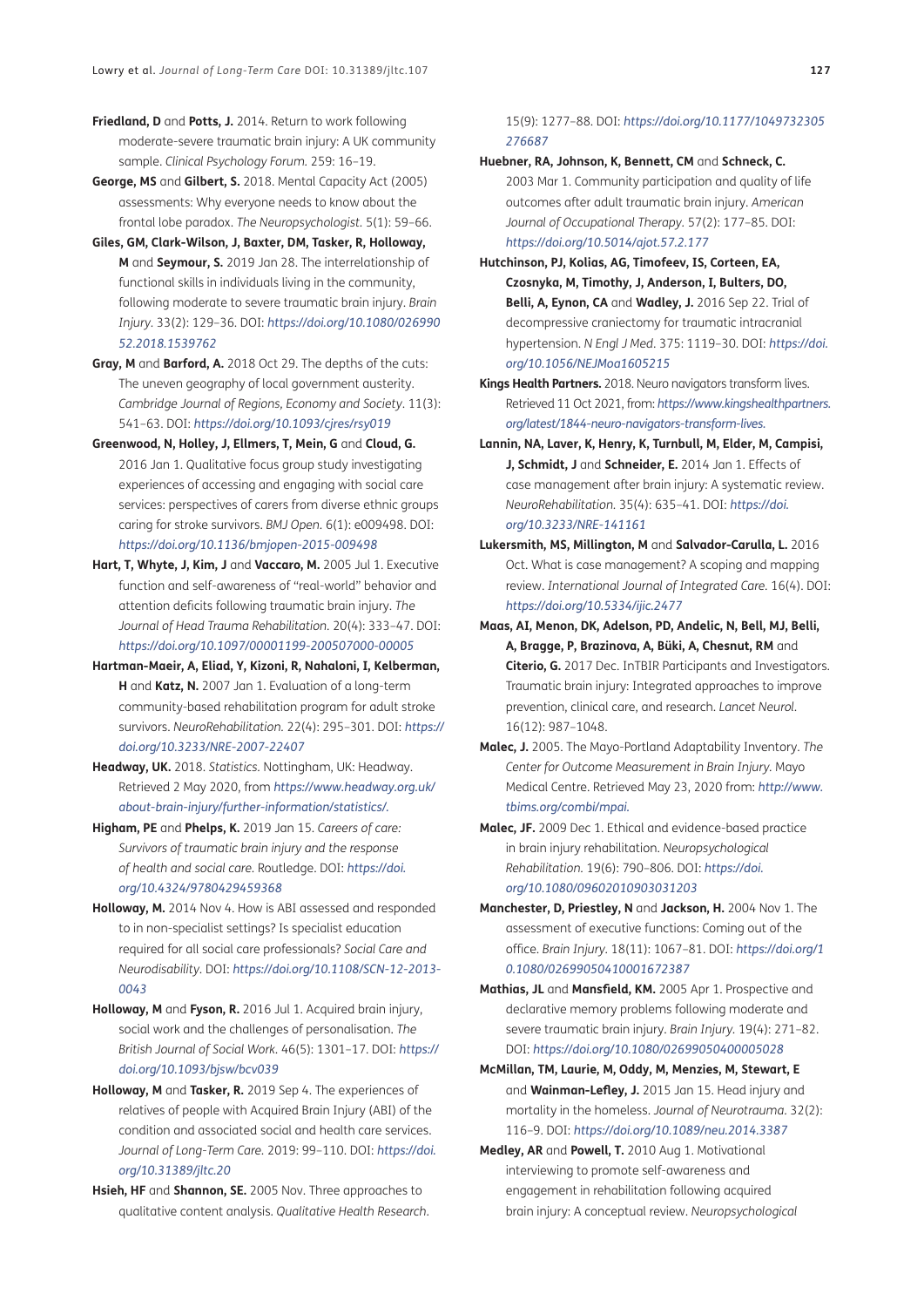**Friedland, D** and **Potts, J.** 2014. Return to work following moderate-severe traumatic brain injury: A UK community sample. *Clinical Psychology Forum.* 259: 16–19.

**George, MS** and **Gilbert, S.** 2018. Mental Capacity Act (2005) assessments: Why everyone needs to know about the frontal lobe paradox. *The Neuropsychologist.* 5(1): 59–66.

**Giles, GM, Clark-Wilson, J, Baxter, DM, Tasker, R, Holloway, M** and **Seymour, S.** 2019 Jan 28. The interrelationship of functional skills in individuals living in the community, following moderate to severe traumatic brain injury. *Brain Injury.* 33(2): 129–36. DOI: *https://doi.org/10.1080/02699052.2018.1539762*

**Gray, M** and **Barford, A.** 2018 Oct 29. The depths of the cuts: The uneven geography of local government austerity. *Cambridge Journal of Regions, Economy and Society.* 11(3): 541–63. DOI: *https://doi.org/10.1093/cjres/rsy019*

**Greenwood, N, Holley, J, Ellmers, T, Mein, G** and **Cloud, G.** 2016 Jan 1. Qualitative focus group study investigating experiences of accessing and engaging with social care services: perspectives of carers from diverse ethnic groups caring for stroke survivors. *BMJ Open.* 6(1): e009498. DOI: *https://doi.org/10.1136/bmjopen-2015-009498*

**Hart, T, Whyte, J, Kim, J** and **Vaccaro, M.** 2005 Jul 1. Executive function and self-awareness of "real-world" behavior and attention deficits following traumatic brain injury. *The Journal of Head Trauma Rehabilitation.* 20(4): 333–47. DOI: *https://doi.org/10.1097/00001199-200507000-00005*

**Hartman-Maeir, A, Eliad, Y, Kizoni, R, Nahaloni, I, Kelberman, H** and **Katz, N.** 2007 Jan 1. Evaluation of a long-term community-based rehabilitation program for adult stroke survivors. *NeuroRehabilitation.* 22(4): 295–301. DOI: *https://doi.org/10.3233/NRE-2007-22407*

**Headway, UK.** 2018. *Statistics.* Nottingham, UK: Headway. Retrieved 2 May 2020, from *https://www.headway.org.uk/about-brain-injury/further-information/statistics/.*

**Higham, PE** and **Phelps, K.** 2019 Jan 15. *Careers of care: Survivors of traumatic brain injury and the response of health and social care.* Routledge. DOI: *https://doi.org/10.4324/9780429459368*

**Holloway, M.** 2014 Nov 4. How is ABI assessed and responded to in non-specialist settings? Is specialist education required for all social care professionals? *Social Care and Neurodisability.* DOI: *https://doi.org/10.1108/SCN-12-2013-0043*

**Holloway, M** and **Fyson, R.** 2016 Jul 1. Acquired brain injury, social work and the challenges of personalisation. *The British Journal of Social Work.* 46(5): 1301–17. DOI: *https://doi.org/10.1093/bjsw/bcv039*

**Holloway, M** and **Tasker, R.** 2019 Sep 4. The experiences of relatives of people with Acquired Brain Injury (ABI) of the condition and associated social and health care services. *Journal of Long-Term Care.* 2019: 99–110. DOI: *https://doi.org/10.31389/jltc.20*

**Hsieh, HF** and **Shannon, SE.** 2005 Nov. Three approaches to qualitative content analysis. *Qualitative Health Research.* 15(9): 1277–88. DOI: *https://doi.org/10.1177/1049732305276687*

**Huebner, RA, Johnson, K, Bennett, CM** and **Schneck, C.** 2003 Mar 1. Community participation and quality of life outcomes after adult traumatic brain injury. *American Journal of Occupational Therapy.* 57(2): 177–85. DOI: *https://doi.org/10.5014/ajot.57.2.177*

**Hutchinson, PJ, Kolias, AG, Timofeev, IS, Corteen, EA, Czosnyka, M, Timothy, J, Anderson, I, Bulters, DO, Belli, A, Eynon, CA** and **Wadley, J.** 2016 Sep 22. Trial of decompressive craniectomy for traumatic intracranial hypertension. *N Engl J Med.* 375: 1119–30. DOI: *https://doi.org/10.1056/NEJMoa1605215*

**Kings Health Partners.** 2018. Neuro navigators transform lives. Retrieved 11 Oct 2021, from: *https://www.kingshealthpartners.org/latest/1844-neuro-navigators-transform-lives.*

**Lannin, NA, Laver, K, Henry, K, Turnbull, M, Elder, M, Campisi, J, Schmidt, J** and **Schneider, E.** 2014 Jan 1. Effects of case management after brain injury: A systematic review. *NeuroRehabilitation.* 35(4): 635–41. DOI: *https://doi.org/10.3233/NRE-141161*

**Lukersmith, MS, Millington, M** and **Salvador-Carulla, L.** 2016 Oct. What is case management? A scoping and mapping review. *International Journal of Integrated Care.* 16(4). DOI: *https://doi.org/10.5334/ijic.2477*

**Maas, AI, Menon, DK, Adelson, PD, Andelic, N, Bell, MJ, Belli, A, Bragge, P, Brazinova, A, Büki, A, Chesnut, RM** and **Citerio, G.** 2017 Dec. InTBIR Participants and Investigators. Traumatic brain injury: Integrated approaches to improve prevention, clinical care, and research. *Lancet Neurol.* 16(12): 987–1048.

**Malec, J.** 2005. The Mayo-Portland Adaptability Inventory. *The Center for Outcome Measurement in Brain Injury.* Mayo Medical Centre. Retrieved May 23, 2020 from: *http://www.tbims.org/combi/mpai.*

**Malec, JF.** 2009 Dec 1. Ethical and evidence-based practice in brain injury rehabilitation. *Neuropsychological Rehabilitation.* 19(6): 790–806. DOI: *https://doi.org/10.1080/09602010903031203*

**Manchester, D, Priestley, N** and **Jackson, H.** 2004 Nov 1. The assessment of executive functions: Coming out of the office. *Brain Injury.* 18(11): 1067–81. DOI: *https://doi.org/10.1080/02699050410001672387*

**Mathias, JL** and **Mansfield, KM.** 2005 Apr 1. Prospective and declarative memory problems following moderate and severe traumatic brain injury. *Brain Injury.* 19(4): 271–82. DOI: *https://doi.org/10.1080/02699050400005028*

**McMillan, TM, Laurie, M, Oddy, M, Menzies, M, Stewart, E** and **Wainman-Lefley, J.** 2015 Jan 15. Head injury and mortality in the homeless. *Journal of Neurotrauma.* 32(2): 116–9. DOI: *https://doi.org/10.1089/neu.2014.3387*

**Medley, AR** and **Powell, T.** 2010 Aug 1. Motivational interviewing to promote self-awareness and engagement in rehabilitation following acquired brain injury: A conceptual review. *Neuropsychological*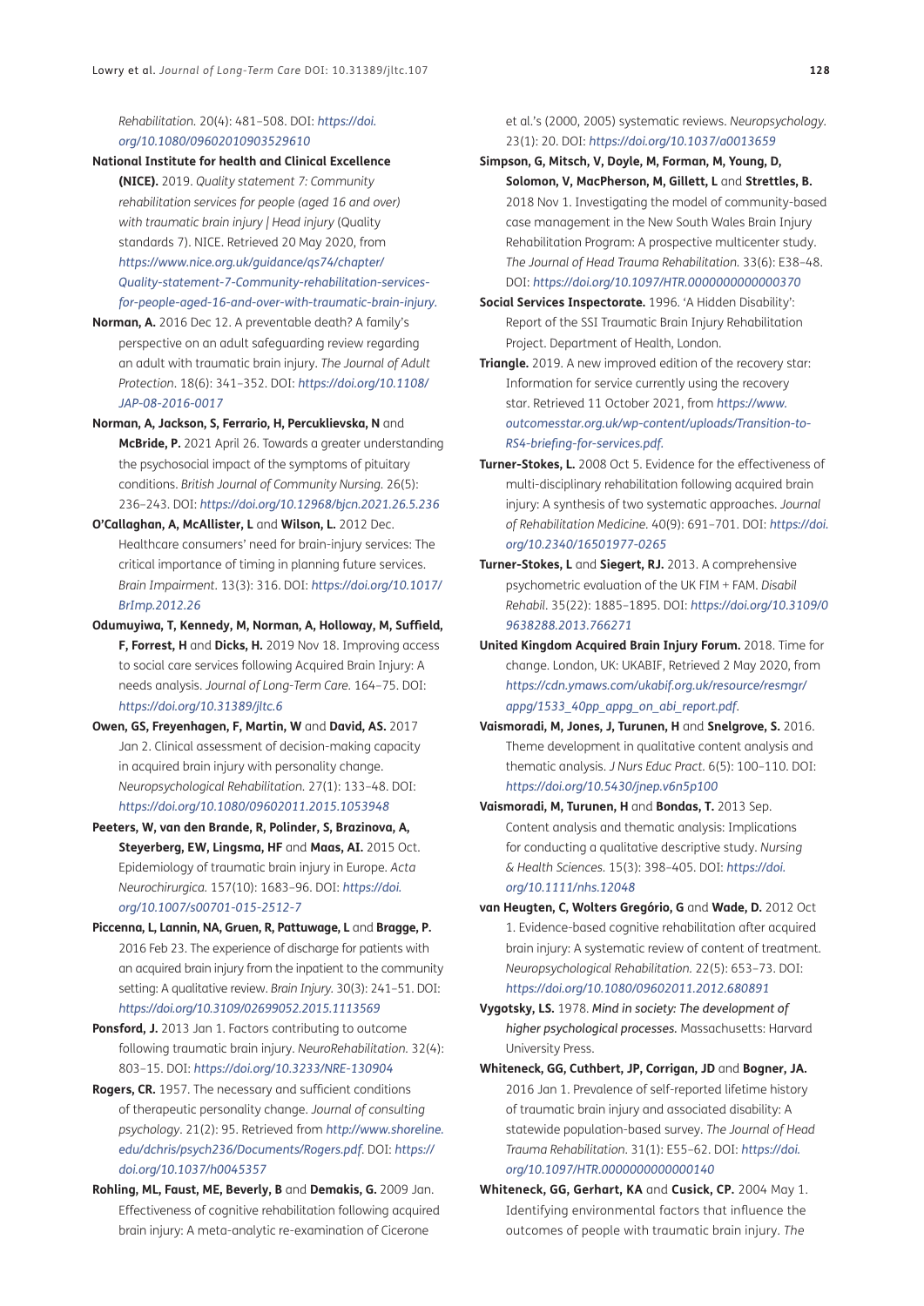Rehabilitation. 20(4): 481–508. DOI: *https://doi.org/10.1080/09602010903529610*

**National Institute for health and Clinical Excellence (NICE).** 2019. *Quality statement 7: Community rehabilitation services for people (aged 16 and over) with traumatic brain injury | Head injury* (Quality standards 7). NICE. Retrieved 20 May 2020, from *https://www.nice.org.uk/guidance/qs74/chapter/Quality-statement-7-Community-rehabilitation-services-for-people-aged-16-and-over-with-traumatic-brain-injury.*

**Norman, A.** 2016 Dec 12. A preventable death? A family's perspective on an adult safeguarding review regarding an adult with traumatic brain injury. *The Journal of Adult Protection.* 18(6): 341–352. DOI: *https://doi.org/10.1108/JAP-08-2016-0017*

**Norman, A, Jackson, S, Ferrario, H, Percuklievska, N** and **McBride, P.** 2021 April 26. Towards a greater understanding the psychosocial impact of the symptoms of pituitary conditions. *British Journal of Community Nursing.* 26(5): 236–243. DOI: *https://doi.org/10.12968/bjcn.2021.26.5.236*

**O'Callaghan, A, McAllister, L** and **Wilson, L.** 2012 Dec. Healthcare consumers' need for brain-injury services: The critical importance of timing in planning future services. *Brain Impairment.* 13(3): 316. DOI: *https://doi.org/10.1017/BrImp.2012.26*

**Odumuyiwa, T, Kennedy, M, Norman, A, Holloway, M, Suffield, F, Forrest, H** and **Dicks, H.** 2019 Nov 18. Improving access to social care services following Acquired Brain Injury: A needs analysis. *Journal of Long-Term Care.* 164–75. DOI: *https://doi.org/10.31389/jltc.6*

**Owen, GS, Freyenhagen, F, Martin, W** and **David, AS.** 2017 Jan 2. Clinical assessment of decision-making capacity in acquired brain injury with personality change. *Neuropsychological Rehabilitation.* 27(1): 133–48. DOI: *https://doi.org/10.1080/09602011.2015.1053948*

**Peeters, W, van den Brande, R, Polinder, S, Brazinova, A, Steyerberg, EW, Lingsma, HF** and **Maas, AI.** 2015 Oct. Epidemiology of traumatic brain injury in Europe. *Acta Neurochirurgica.* 157(10): 1683–96. DOI: *https://doi.org/10.1007/s00701-015-2512-7*

**Piccenna, L, Lannin, NA, Gruen, R, Pattuwage, L** and **Bragge, P.** 2016 Feb 23. The experience of discharge for patients with an acquired brain injury from the inpatient to the community setting: A qualitative review. *Brain Injury.* 30(3): 241–51. DOI: *https://doi.org/10.3109/02699052.2015.1113569*

**Ponsford, J.** 2013 Jan 1. Factors contributing to outcome following traumatic brain injury. *NeuroRehabilitation.* 32(4): 803–15. DOI: *https://doi.org/10.3233/NRE-130904*

**Rogers, CR.** 1957. The necessary and sufficient conditions of therapeutic personality change. *Journal of consulting psychology*. 21(2): 95. Retrieved from *http://www.shoreline.edu/dchris/psych236/Documents/Rogers.pdf*. DOI: *https://doi.org/10.1037/h0045357*

**Rohling, ML, Faust, ME, Beverly, B** and **Demakis, G.** 2009 Jan. Effectiveness of cognitive rehabilitation following acquired brain injury: A meta-analytic re-examination of Cicerone et al.'s (2000, 2005) systematic reviews. *Neuropsychology.* 23(1): 20. DOI: *https://doi.org/10.1037/a0013659*

**Simpson, G, Mitsch, V, Doyle, M, Forman, M, Young, D, Solomon, V, MacPherson, M, Gillett, L** and **Strettles, B.** 2018 Nov 1. Investigating the model of community-based case management in the New South Wales Brain Injury Rehabilitation Program: A prospective multicenter study. *The Journal of Head Trauma Rehabilitation.* 33(6): E38–48. DOI: *https://doi.org/10.1097/HTR.0000000000000370*

**Social Services Inspectorate.** 1996. 'A Hidden Disability': Report of the SSI Traumatic Brain Injury Rehabilitation Project. Department of Health, London.

**Triangle.** 2019. A new improved edition of the recovery star: Information for service currently using the recovery star. Retrieved 11 October 2021, from *https://www.outcomesstar.org.uk/wp-content/uploads/Transition-to-RS4-briefing-for-services.pdf.*

**Turner-Stokes, L.** 2008 Oct 5. Evidence for the effectiveness of multi-disciplinary rehabilitation following acquired brain injury: A synthesis of two systematic approaches. *Journal of Rehabilitation Medicine.* 40(9): 691–701. DOI: *https://doi.org/10.2340/16501977-0265*

**Turner-Stokes, L** and **Siegert, RJ.** 2013. A comprehensive psychometric evaluation of the UK FIM + FAM. *Disabil Rehabil.* 35(22): 1885–1895. DOI: *https://doi.org/10.3109/09638288.2013.766271*

**United Kingdom Acquired Brain Injury Forum.** 2018. Time for change. London, UK: UKABIF, Retrieved 2 May 2020, from *https://cdn.ymaws.com/ukabif.org.uk/resource/resmgr/appg/1533_40pp_appg_on_abi_report.pdf.*

**Vaismoradi, M, Jones, J, Turunen, H** and **Snelgrove, S.** 2016. Theme development in qualitative content analysis and thematic analysis. *J Nurs Educ Pract.* 6(5): 100–110. DOI: *https://doi.org/10.5430/jnep.v6n5p100*

**Vaismoradi, M, Turunen, H** and **Bondas, T.** 2013 Sep. Content analysis and thematic analysis: Implications for conducting a qualitative descriptive study. *Nursing & Health Sciences.* 15(3): 398–405. DOI: *https://doi.org/10.1111/nhs.12048*

**van Heugten, C, Wolters Gregório, G** and **Wade, D.** 2012 Oct 1. Evidence-based cognitive rehabilitation after acquired brain injury: A systematic review of content of treatment. *Neuropsychological Rehabilitation.* 22(5): 653–73. DOI: *https://doi.org/10.1080/09602011.2012.680891*

**Vygotsky, LS.** 1978. *Mind in society: The development of higher psychological processes.* Massachusetts: Harvard University Press.

**Whiteneck, GG, Cuthbert, JP, Corrigan, JD** and **Bogner, JA.** 2016 Jan 1. Prevalence of self-reported lifetime history of traumatic brain injury and associated disability: A statewide population-based survey. *The Journal of Head Trauma Rehabilitation.* 31(1): E55–62. DOI: *https://doi.org/10.1097/HTR.0000000000000140*

**Whiteneck, GG, Gerhart, KA** and **Cusick, CP.** 2004 May 1. Identifying environmental factors that influence the outcomes of people with traumatic brain injury. *The*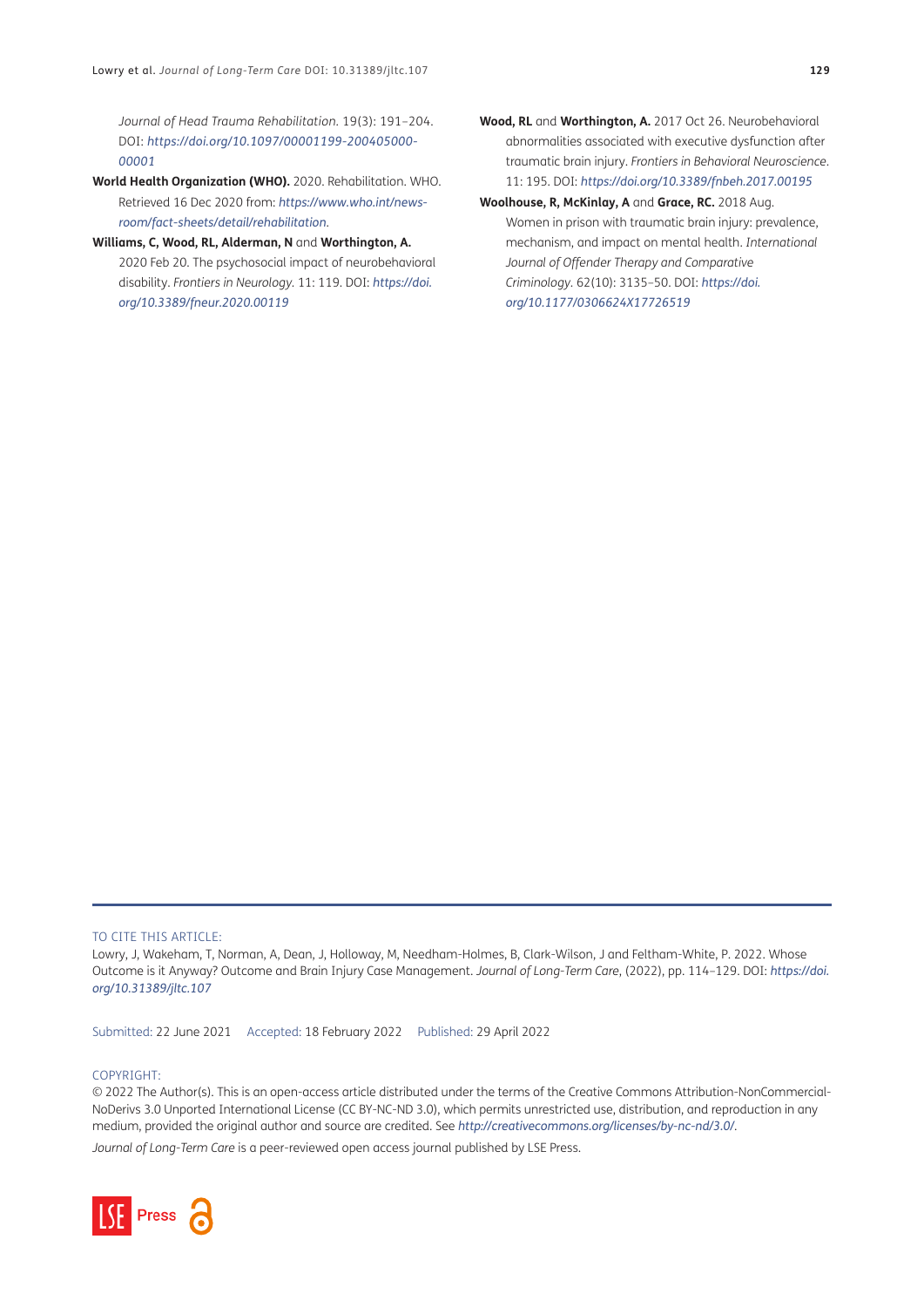Journal of Head Trauma Rehabilitation. 19(3): 191–204. DOI: *https://doi.org/10.1097/00001199-200405000-00001*

**World Health Organization (WHO).** 2020. Rehabilitation. WHO. Retrieved 16 Dec 2020 from: *https://www.who.int/news-room/fact-sheets/detail/rehabilitation*.

**Williams, C, Wood, RL, Alderman, N** and **Worthington, A.** 2020 Feb 20. The psychosocial impact of neurobehavioral disability. *Frontiers in Neurology*. 11: 119. DOI: *https://doi.org/10.3389/fneur.2020.00119*

**Wood, RL** and **Worthington, A.** 2017 Oct 26. Neurobehavioral abnormalities associated with executive dysfunction after traumatic brain injury. *Frontiers in Behavioral Neuroscience*. 11: 195. DOI: *https://doi.org/10.3389/fnbeh.2017.00195*

**Woolhouse, R, McKinlay, A** and **Grace, RC.** 2018 Aug. Women in prison with traumatic brain injury: prevalence, mechanism, and impact on mental health. *International Journal of Offender Therapy and Comparative Criminology*. 62(10): 3135–50. DOI: *https://doi.org/10.1177/0306624X17726519*

TO CITE THIS ARTICLE:

Lowry, J, Wakeham, T, Norman, A, Dean, J, Holloway, M, Needham-Holmes, B, Clark-Wilson, J and Feltham-White, P. 2022. Whose Outcome is it Anyway? Outcome and Brain Injury Case Management. *Journal of Long-Term Care*, (2022), pp. 114–129. DOI: *https://doi.org/10.31389/jltc.107*

Submitted: 22 June 2021 Accepted: 18 February 2022 Published: 29 April 2022

COPYRIGHT:

© 2022 The Author(s). This is an open-access article distributed under the terms of the Creative Commons Attribution-NonCommercial-NoDerivs 3.0 Unported International License (CC BY-NC-ND 3.0), which permits unrestricted use, distribution, and reproduction in any medium, provided the original author and source are credited. See *http://creativecommons.org/licenses/by-nc-nd/3.0/*.

*Journal of Long-Term Care* is a peer-reviewed open access journal published by LSE Press.